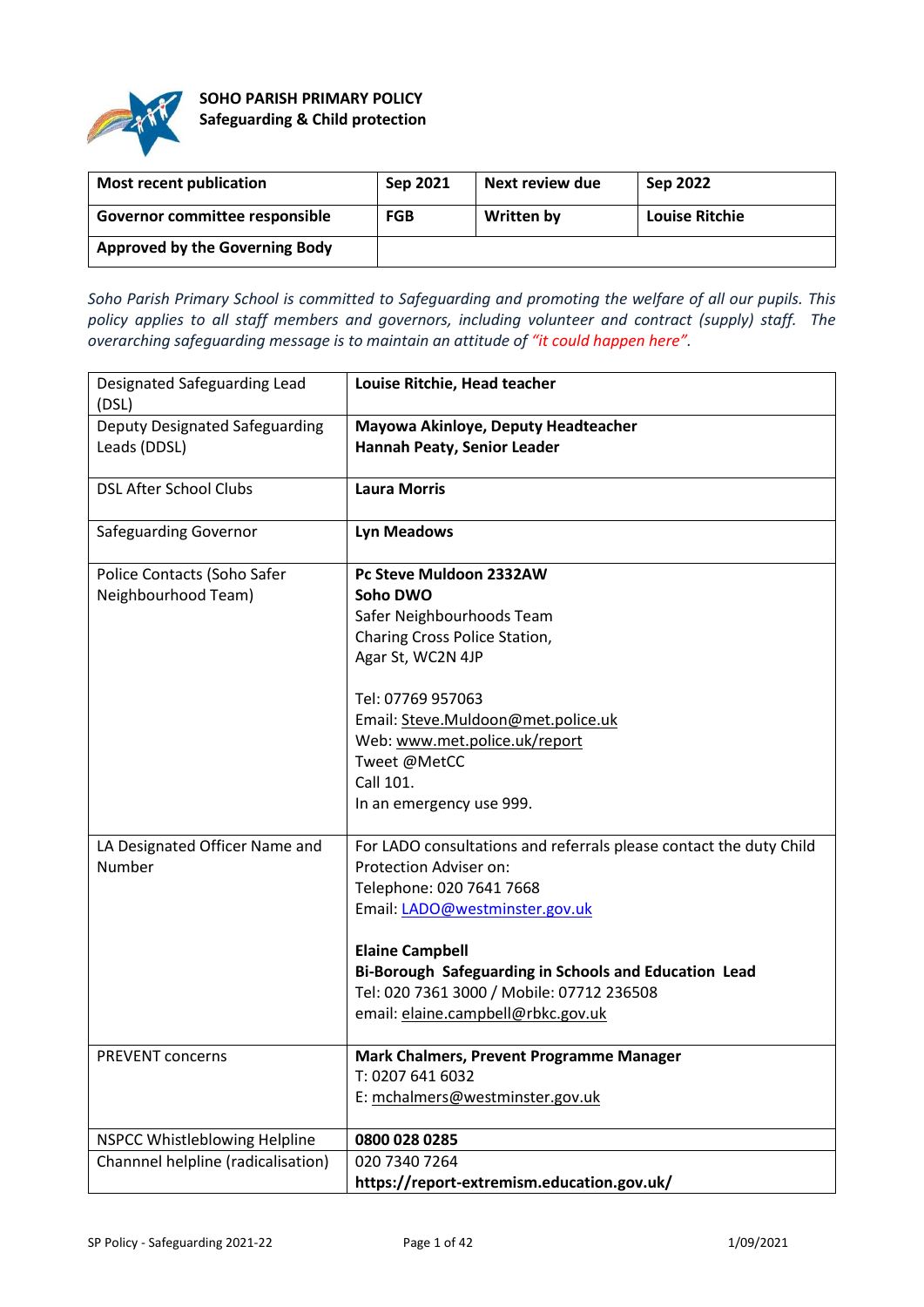**SOHO PARISH PRIMARY POLICY**
**Safeguarding & Child protection**

| **Most recent publication** | **Sep 2021** | **Next review due** | **Sep 2022** |
|---|---|---|---|
| **Governor committee responsible** | **FGB** | **Written by** | **Louise Ritchie** |
| **Approved by the Governing Body** | | | |

*Soho Parish Primary School is committed to Safeguarding and promoting the welfare of all our pupils. This policy applies to all staff members and governors, including volunteer and contract (supply) staff. The overarching safeguarding message is to maintain an attitude of "it could happen here".*

| | |
|---|---|
| Designated Safeguarding Lead (DSL) | **Louise Ritchie, Head teacher** |
| Deputy Designated Safeguarding Leads (DDSL) | **Mayowa Akinloye, Deputy Headteacher**<br>**Hannah Peaty, Senior Leader** |
| DSL After School Clubs | **Laura Morris** |
| Safeguarding Governor | **Lyn Meadows** |
| Police Contacts (Soho Safer Neighbourhood Team) | **Pc Steve Muldoon 2332AW**<br>**Soho DWO**<br>Safer Neighbourhoods Team<br>Charing Cross Police Station,<br>Agar St, WC2N 4JP<br><br>Tel: 07769 957063<br>Email: Steve.Muldoon@met.police.uk<br>Web: www.met.police.uk/report<br>Tweet @MetCC<br>Call 101.<br>In an emergency use 999. |
| LA Designated Officer Name and Number | For LADO consultations and referrals please contact the duty Child Protection Adviser on:<br>Telephone: 020 7641 7668<br>Email: LADO@westminster.gov.uk<br><br>**Elaine Campbell**<br>**Bi-Borough Safeguarding in Schools and Education Lead**<br>Tel: 020 7361 3000 / Mobile: 07712 236508<br>email: elaine.campbell@rbkc.gov.uk |
| PREVENT concerns | **Mark Chalmers, Prevent Programme Manager**<br>T: 0207 641 6032<br>E: mchalmers@westminster.gov.uk |
| NSPCC Whistleblowing Helpline | **0800 028 0285** |
| Channnel helpline (radicalisation) | 020 7340 7264<br>**https://report-extremism.education.gov.uk/** |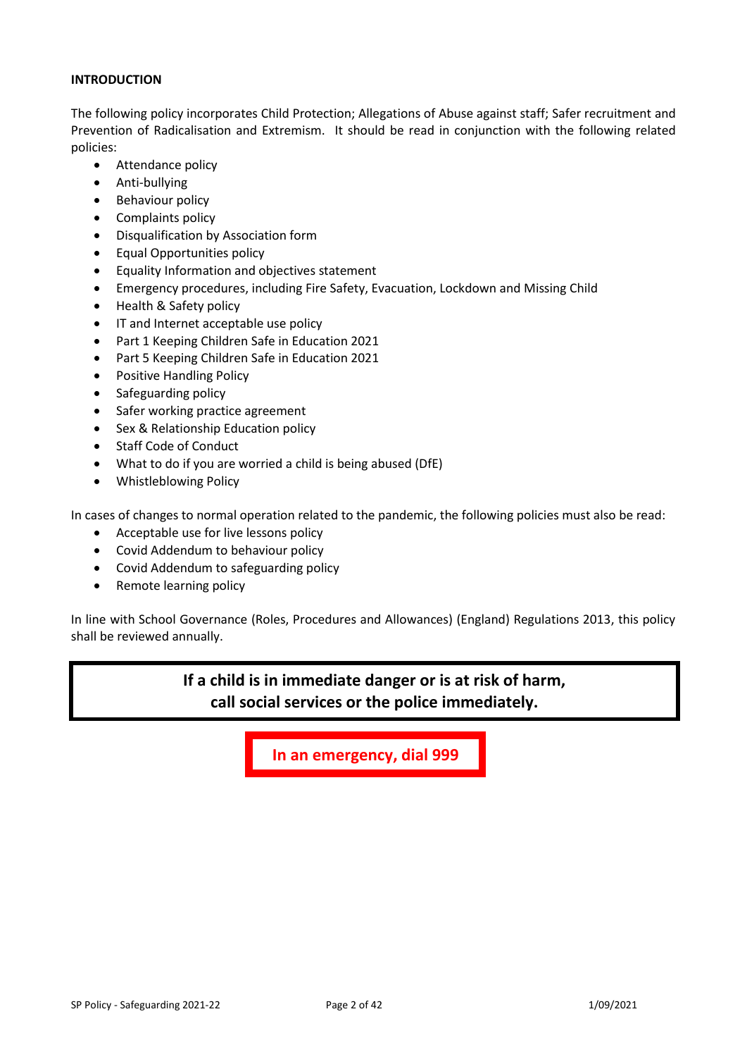**INTRODUCTION**

The following policy incorporates Child Protection; Allegations of Abuse against staff; Safer recruitment and Prevention of Radicalisation and Extremism. It should be read in conjunction with the following related policies:

- Attendance policy
- Anti-bullying
- Behaviour policy
- Complaints policy
- Disqualification by Association form
- Equal Opportunities policy
- Equality Information and objectives statement
- Emergency procedures, including Fire Safety, Evacuation, Lockdown and Missing Child
- Health & Safety policy
- IT and Internet acceptable use policy
- Part 1 Keeping Children Safe in Education 2021
- Part 5 Keeping Children Safe in Education 2021
- Positive Handling Policy
- Safeguarding policy
- Safer working practice agreement
- Sex & Relationship Education policy
- Staff Code of Conduct
- What to do if you are worried a child is being abused (DfE)
- Whistleblowing Policy

In cases of changes to normal operation related to the pandemic, the following policies must also be read:

- Acceptable use for live lessons policy
- Covid Addendum to behaviour policy
- Covid Addendum to safeguarding policy
- Remote learning policy

In line with School Governance (Roles, Procedures and Allowances) (England) Regulations 2013, this policy shall be reviewed annually.

**If a child is in immediate danger or is at risk of harm, call social services or the police immediately.**

**In an emergency, dial 999**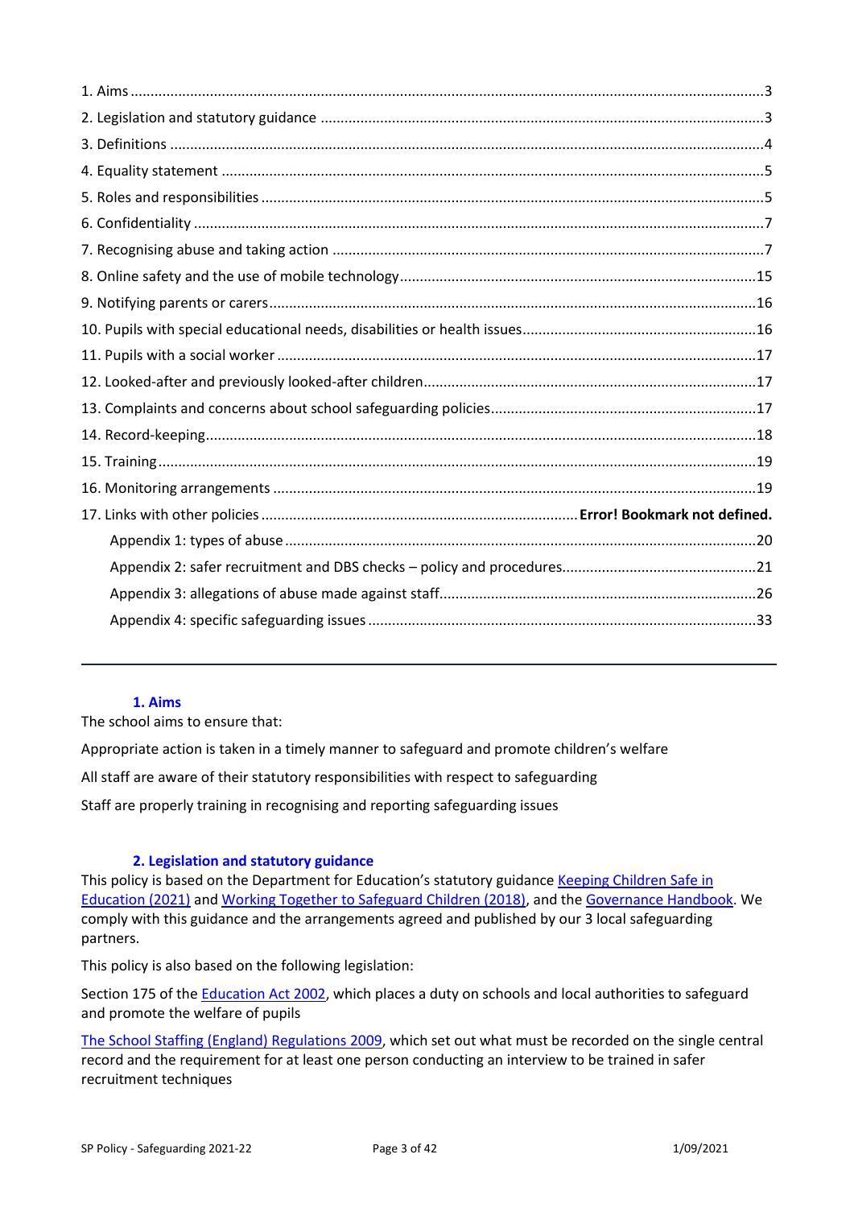1. Aims ....................................................................................................................................3
2. Legislation and statutory guidance ....................................................................................3
3. Definitions .........................................................................................................................4
4. Equality statement .............................................................................................................5
5. Roles and responsibilities ...................................................................................................5
6. Confidentiality ....................................................................................................................7
7. Recognising abuse and taking action ..................................................................................7
8. Online safety and the use of mobile technology ...............................................................15
9. Notifying parents or carers ...............................................................................................16
10. Pupils with special educational needs, disabilities or health issues ..................................16
11. Pupils with a social worker ..............................................................................................17
12. Looked-after and previously looked-after children .........................................................17
13. Complaints and concerns about school safeguarding policies ..........................................17
14. Record-keeping ...............................................................................................................18
15. Training ...........................................................................................................................19
16. Monitoring arrangements ...............................................................................................19
17. Links with other policies ............................................................ **Error! Bookmark not defined.**
- Appendix 1: types of abuse ...........................................................................................20
- Appendix 2: safer recruitment and DBS checks – policy and procedures ..........................21
- Appendix 3: allegations of abuse made against staff .........................................................26
- Appendix 4: specific safeguarding issues .........................................................................33

---

## 1. Aims

The school aims to ensure that:

Appropriate action is taken in a timely manner to safeguard and promote children's welfare

All staff are aware of their statutory responsibilities with respect to safeguarding

Staff are properly training in recognising and reporting safeguarding issues

## 2. Legislation and statutory guidance

This policy is based on the Department for Education's statutory guidance Keeping Children Safe in Education (2021) and Working Together to Safeguard Children (2018), and the Governance Handbook. We comply with this guidance and the arrangements agreed and published by our 3 local safeguarding partners.

This policy is also based on the following legislation:

Section 175 of the Education Act 2002, which places a duty on schools and local authorities to safeguard and promote the welfare of pupils

The School Staffing (England) Regulations 2009, which set out what must be recorded on the single central record and the requirement for at least one person conducting an interview to be trained in safer recruitment techniques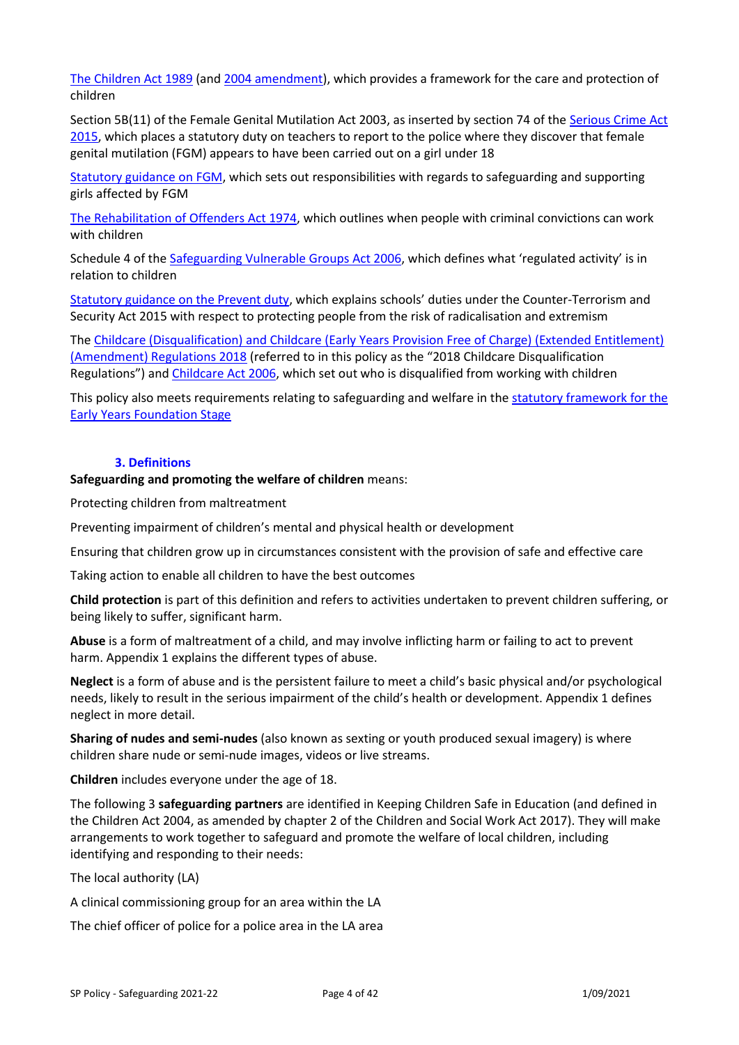The Children Act 1989 (and 2004 amendment), which provides a framework for the care and protection of children

Section 5B(11) of the Female Genital Mutilation Act 2003, as inserted by section 74 of the Serious Crime Act 2015, which places a statutory duty on teachers to report to the police where they discover that female genital mutilation (FGM) appears to have been carried out on a girl under 18

Statutory guidance on FGM, which sets out responsibilities with regards to safeguarding and supporting girls affected by FGM

The Rehabilitation of Offenders Act 1974, which outlines when people with criminal convictions can work with children

Schedule 4 of the Safeguarding Vulnerable Groups Act 2006, which defines what 'regulated activity' is in relation to children

Statutory guidance on the Prevent duty, which explains schools' duties under the Counter-Terrorism and Security Act 2015 with respect to protecting people from the risk of radicalisation and extremism

The Childcare (Disqualification) and Childcare (Early Years Provision Free of Charge) (Extended Entitlement) (Amendment) Regulations 2018 (referred to in this policy as the "2018 Childcare Disqualification Regulations") and Childcare Act 2006, which set out who is disqualified from working with children

This policy also meets requirements relating to safeguarding and welfare in the statutory framework for the Early Years Foundation Stage

## 3. Definitions

**Safeguarding and promoting the welfare of children** means:

Protecting children from maltreatment

Preventing impairment of children's mental and physical health or development

Ensuring that children grow up in circumstances consistent with the provision of safe and effective care

Taking action to enable all children to have the best outcomes

**Child protection** is part of this definition and refers to activities undertaken to prevent children suffering, or being likely to suffer, significant harm.

**Abuse** is a form of maltreatment of a child, and may involve inflicting harm or failing to act to prevent harm. Appendix 1 explains the different types of abuse.

**Neglect** is a form of abuse and is the persistent failure to meet a child's basic physical and/or psychological needs, likely to result in the serious impairment of the child's health or development. Appendix 1 defines neglect in more detail.

**Sharing of nudes and semi-nudes** (also known as sexting or youth produced sexual imagery) is where children share nude or semi-nude images, videos or live streams.

**Children** includes everyone under the age of 18.

The following 3 **safeguarding partners** are identified in Keeping Children Safe in Education (and defined in the Children Act 2004, as amended by chapter 2 of the Children and Social Work Act 2017). They will make arrangements to work together to safeguard and promote the welfare of local children, including identifying and responding to their needs:

The local authority (LA)

A clinical commissioning group for an area within the LA

The chief officer of police for a police area in the LA area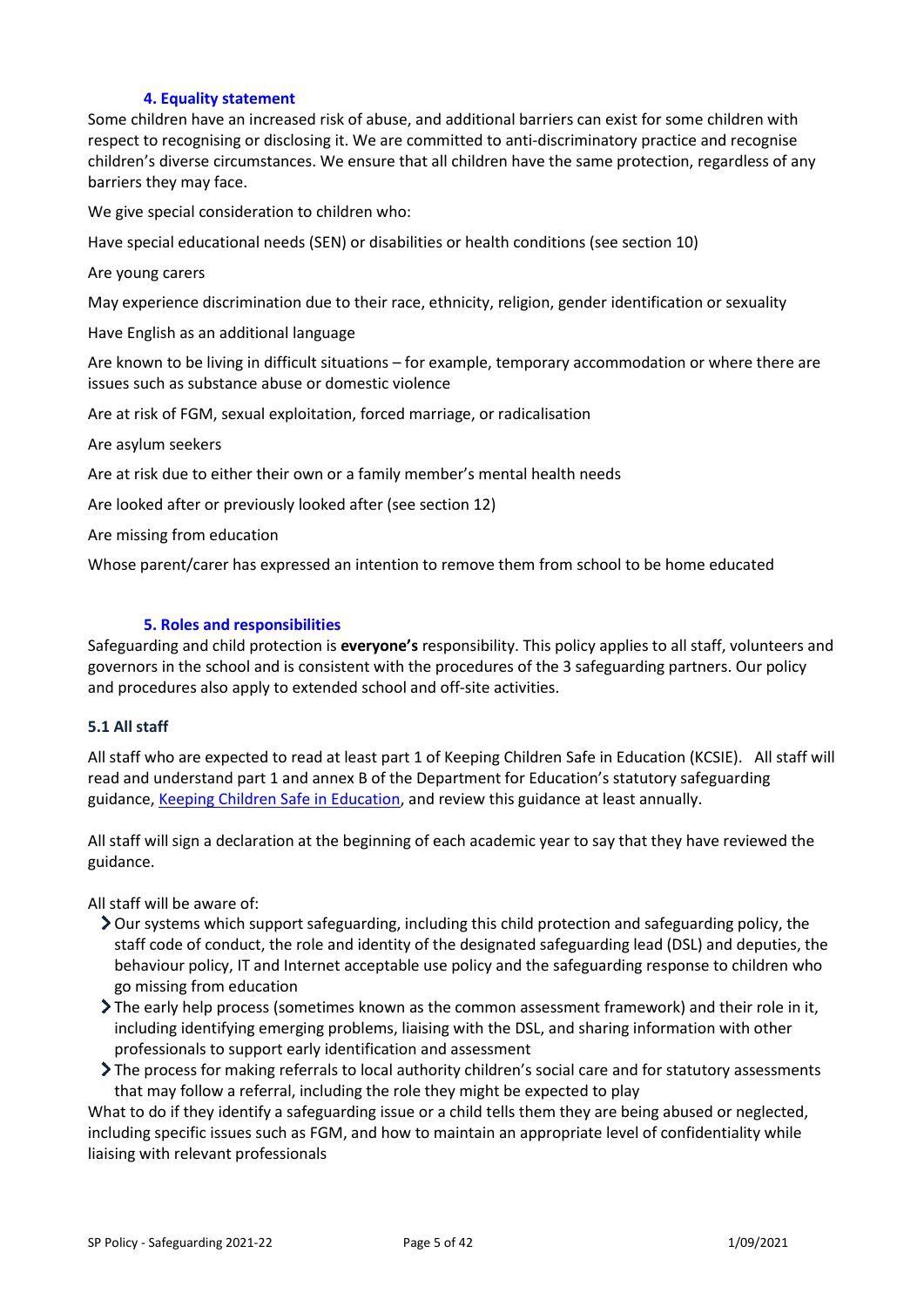## 4. Equality statement

Some children have an increased risk of abuse, and additional barriers can exist for some children with respect to recognising or disclosing it. We are committed to anti-discriminatory practice and recognise children's diverse circumstances. We ensure that all children have the same protection, regardless of any barriers they may face.

We give special consideration to children who:

Have special educational needs (SEN) or disabilities or health conditions (see section 10)

Are young carers

May experience discrimination due to their race, ethnicity, religion, gender identification or sexuality

Have English as an additional language

Are known to be living in difficult situations – for example, temporary accommodation or where there are issues such as substance abuse or domestic violence

Are at risk of FGM, sexual exploitation, forced marriage, or radicalisation

Are asylum seekers

Are at risk due to either their own or a family member's mental health needs

Are looked after or previously looked after (see section 12)

Are missing from education

Whose parent/carer has expressed an intention to remove them from school to be home educated

## 5. Roles and responsibilities

Safeguarding and child protection is **everyone's** responsibility. This policy applies to all staff, volunteers and governors in the school and is consistent with the procedures of the 3 safeguarding partners. Our policy and procedures also apply to extended school and off-site activities.

### 5.1 All staff

All staff who are expected to read at least part 1 of Keeping Children Safe in Education (KCSIE). All staff will read and understand part 1 and annex B of the Department for Education's statutory safeguarding guidance, [Keeping Children Safe in Education](), and review this guidance at least annually.

All staff will sign a declaration at the beginning of each academic year to say that they have reviewed the guidance.

All staff will be aware of:

- Our systems which support safeguarding, including this child protection and safeguarding policy, the staff code of conduct, the role and identity of the designated safeguarding lead (DSL) and deputies, the behaviour policy, IT and Internet acceptable use policy and the safeguarding response to children who go missing from education
- The early help process (sometimes known as the common assessment framework) and their role in it, including identifying emerging problems, liaising with the DSL, and sharing information with other professionals to support early identification and assessment
- The process for making referrals to local authority children's social care and for statutory assessments that may follow a referral, including the role they might be expected to play

What to do if they identify a safeguarding issue or a child tells them they are being abused or neglected, including specific issues such as FGM, and how to maintain an appropriate level of confidentiality while liaising with relevant professionals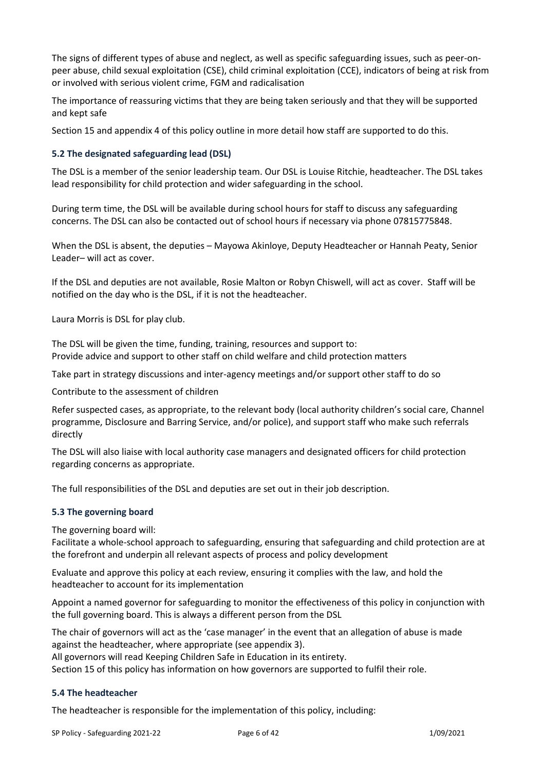The signs of different types of abuse and neglect, as well as specific safeguarding issues, such as peer-on-peer abuse, child sexual exploitation (CSE), child criminal exploitation (CCE), indicators of being at risk from or involved with serious violent crime, FGM and radicalisation

The importance of reassuring victims that they are being taken seriously and that they will be supported and kept safe

Section 15 and appendix 4 of this policy outline in more detail how staff are supported to do this.

### 5.2 The designated safeguarding lead (DSL)

The DSL is a member of the senior leadership team. Our DSL is Louise Ritchie, headteacher. The DSL takes lead responsibility for child protection and wider safeguarding in the school.

During term time, the DSL will be available during school hours for staff to discuss any safeguarding concerns. The DSL can also be contacted out of school hours if necessary via phone 07815775848.

When the DSL is absent, the deputies – Mayowa Akinloye, Deputy Headteacher or Hannah Peaty, Senior Leader– will act as cover.

If the DSL and deputies are not available, Rosie Malton or Robyn Chiswell, will act as cover. Staff will be notified on the day who is the DSL, if it is not the headteacher.

Laura Morris is DSL for play club.

The DSL will be given the time, funding, training, resources and support to:

Provide advice and support to other staff on child welfare and child protection matters

Take part in strategy discussions and inter-agency meetings and/or support other staff to do so

Contribute to the assessment of children

Refer suspected cases, as appropriate, to the relevant body (local authority children's social care, Channel programme, Disclosure and Barring Service, and/or police), and support staff who make such referrals directly

The DSL will also liaise with local authority case managers and designated officers for child protection regarding concerns as appropriate.

The full responsibilities of the DSL and deputies are set out in their job description.

### 5.3 The governing board

The governing board will:

Facilitate a whole-school approach to safeguarding, ensuring that safeguarding and child protection are at the forefront and underpin all relevant aspects of process and policy development

Evaluate and approve this policy at each review, ensuring it complies with the law, and hold the headteacher to account for its implementation

Appoint a named governor for safeguarding to monitor the effectiveness of this policy in conjunction with the full governing board. This is always a different person from the DSL

The chair of governors will act as the 'case manager' in the event that an allegation of abuse is made against the headteacher, where appropriate (see appendix 3).

All governors will read Keeping Children Safe in Education in its entirety.

Section 15 of this policy has information on how governors are supported to fulfil their role.

### 5.4 The headteacher

The headteacher is responsible for the implementation of this policy, including: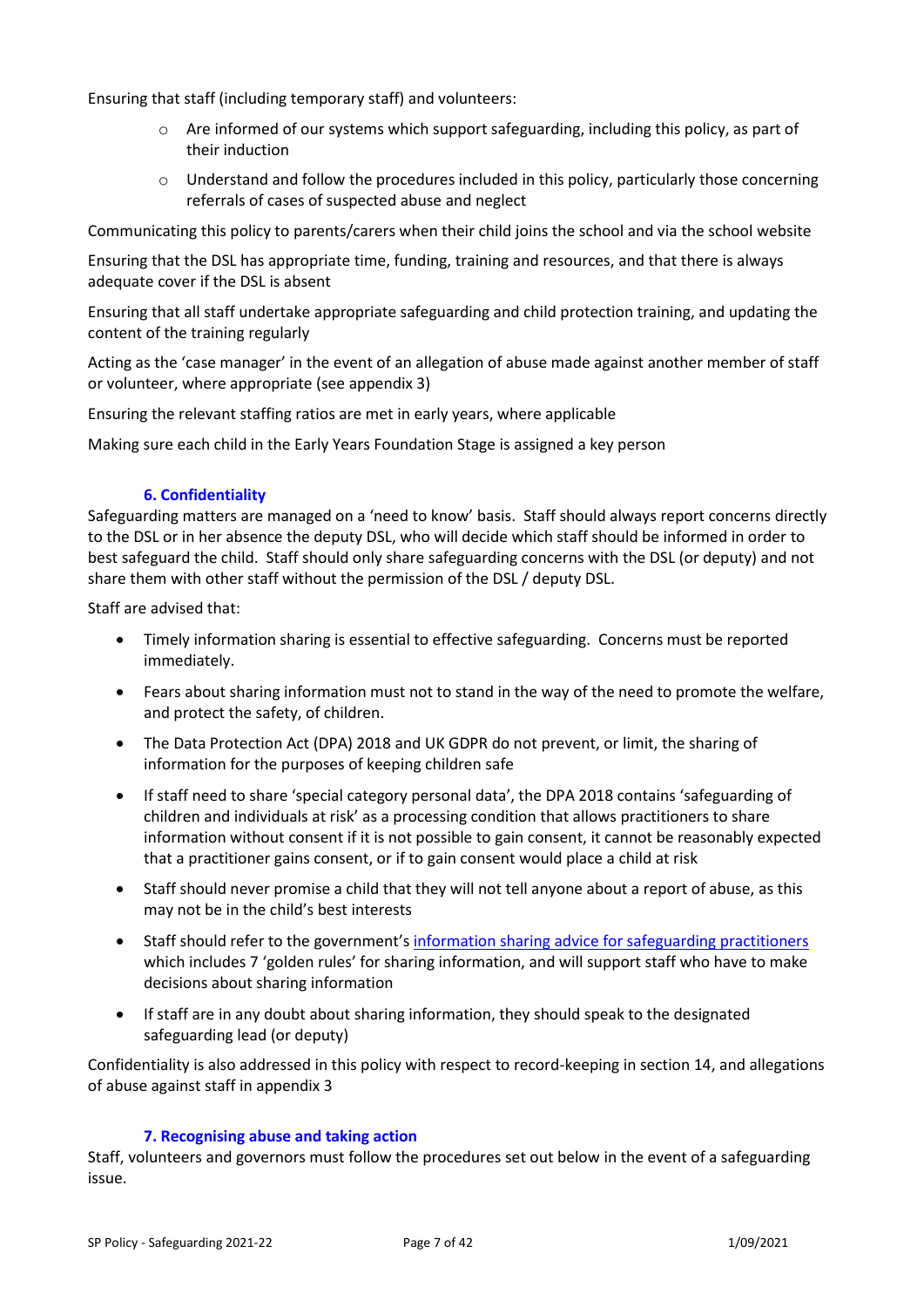Ensuring that staff (including temporary staff) and volunteers:

- Are informed of our systems which support safeguarding, including this policy, as part of their induction
- Understand and follow the procedures included in this policy, particularly those concerning referrals of cases of suspected abuse and neglect

Communicating this policy to parents/carers when their child joins the school and via the school website

Ensuring that the DSL has appropriate time, funding, training and resources, and that there is always adequate cover if the DSL is absent

Ensuring that all staff undertake appropriate safeguarding and child protection training, and updating the content of the training regularly

Acting as the 'case manager' in the event of an allegation of abuse made against another member of staff or volunteer, where appropriate (see appendix 3)

Ensuring the relevant staffing ratios are met in early years, where applicable

Making sure each child in the Early Years Foundation Stage is assigned a key person

## 6. Confidentiality

Safeguarding matters are managed on a 'need to know' basis. Staff should always report concerns directly to the DSL or in her absence the deputy DSL, who will decide which staff should be informed in order to best safeguard the child. Staff should only share safeguarding concerns with the DSL (or deputy) and not share them with other staff without the permission of the DSL / deputy DSL.

Staff are advised that:

- Timely information sharing is essential to effective safeguarding. Concerns must be reported immediately.
- Fears about sharing information must not to stand in the way of the need to promote the welfare, and protect the safety, of children.
- The Data Protection Act (DPA) 2018 and UK GDPR do not prevent, or limit, the sharing of information for the purposes of keeping children safe
- If staff need to share 'special category personal data', the DPA 2018 contains 'safeguarding of children and individuals at risk' as a processing condition that allows practitioners to share information without consent if it is not possible to gain consent, it cannot be reasonably expected that a practitioner gains consent, or if to gain consent would place a child at risk
- Staff should never promise a child that they will not tell anyone about a report of abuse, as this may not be in the child's best interests
- Staff should refer to the government's information sharing advice for safeguarding practitioners which includes 7 'golden rules' for sharing information, and will support staff who have to make decisions about sharing information
- If staff are in any doubt about sharing information, they should speak to the designated safeguarding lead (or deputy)

Confidentiality is also addressed in this policy with respect to record-keeping in section 14, and allegations of abuse against staff in appendix 3

## 7. Recognising abuse and taking action

Staff, volunteers and governors must follow the procedures set out below in the event of a safeguarding issue.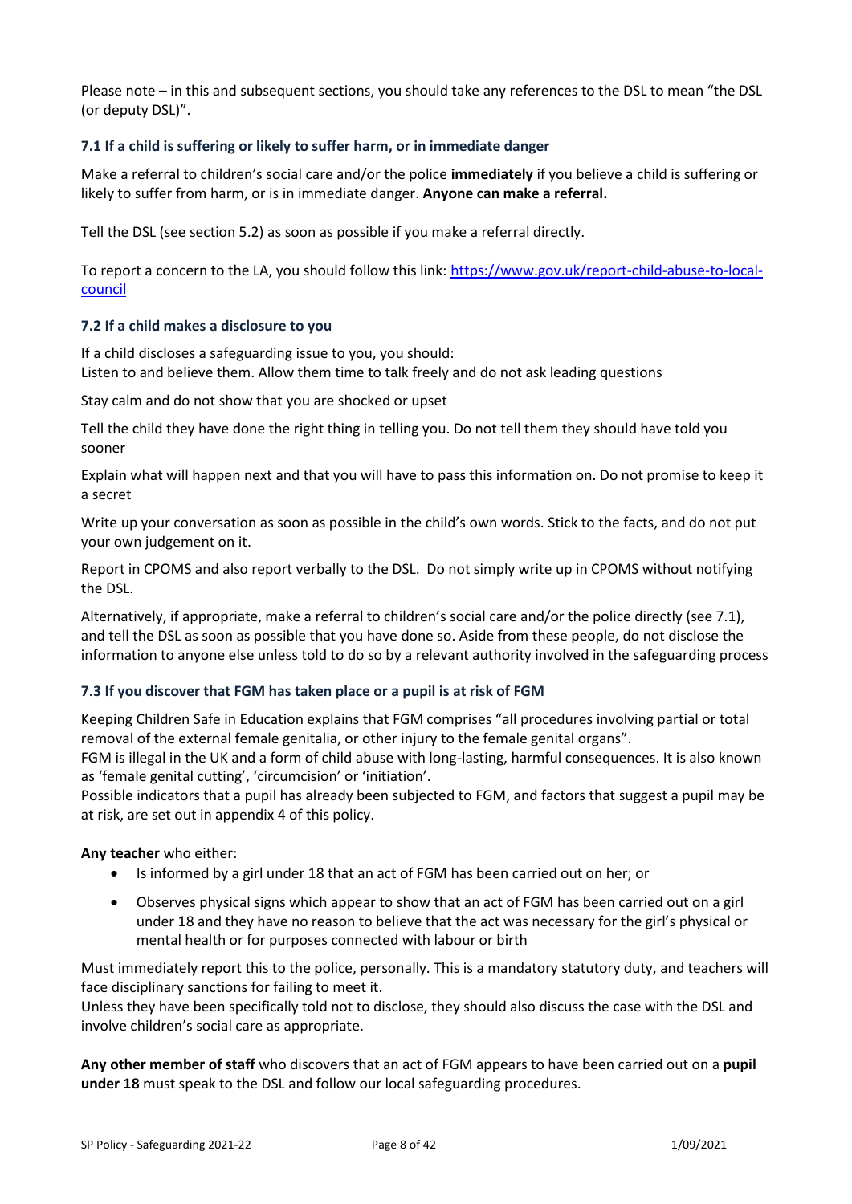Please note – in this and subsequent sections, you should take any references to the DSL to mean "the DSL (or deputy DSL)".

### 7.1 If a child is suffering or likely to suffer harm, or in immediate danger

Make a referral to children's social care and/or the police **immediately** if you believe a child is suffering or likely to suffer from harm, or is in immediate danger. **Anyone can make a referral.**

Tell the DSL (see section 5.2) as soon as possible if you make a referral directly.

To report a concern to the LA, you should follow this link: [https://www.gov.uk/report-child-abuse-to-local-council](https://www.gov.uk/report-child-abuse-to-local-council)

### 7.2 If a child makes a disclosure to you

If a child discloses a safeguarding issue to you, you should:
Listen to and believe them. Allow them time to talk freely and do not ask leading questions

Stay calm and do not show that you are shocked or upset

Tell the child they have done the right thing in telling you. Do not tell them they should have told you sooner

Explain what will happen next and that you will have to pass this information on. Do not promise to keep it a secret

Write up your conversation as soon as possible in the child's own words. Stick to the facts, and do not put your own judgement on it.

Report in CPOMS and also report verbally to the DSL. Do not simply write up in CPOMS without notifying the DSL.

Alternatively, if appropriate, make a referral to children's social care and/or the police directly (see 7.1), and tell the DSL as soon as possible that you have done so. Aside from these people, do not disclose the information to anyone else unless told to do so by a relevant authority involved in the safeguarding process

### 7.3 If you discover that FGM has taken place or a pupil is at risk of FGM

Keeping Children Safe in Education explains that FGM comprises "all procedures involving partial or total removal of the external female genitalia, or other injury to the female genital organs".
FGM is illegal in the UK and a form of child abuse with long-lasting, harmful consequences. It is also known as 'female genital cutting', 'circumcision' or 'initiation'.
Possible indicators that a pupil has already been subjected to FGM, and factors that suggest a pupil may be at risk, are set out in appendix 4 of this policy.

**Any teacher** who either:

- Is informed by a girl under 18 that an act of FGM has been carried out on her; or
- Observes physical signs which appear to show that an act of FGM has been carried out on a girl under 18 and they have no reason to believe that the act was necessary for the girl's physical or mental health or for purposes connected with labour or birth

Must immediately report this to the police, personally. This is a mandatory statutory duty, and teachers will face disciplinary sanctions for failing to meet it.
Unless they have been specifically told not to disclose, they should also discuss the case with the DSL and involve children's social care as appropriate.

**Any other member of staff** who discovers that an act of FGM appears to have been carried out on a **pupil under 18** must speak to the DSL and follow our local safeguarding procedures.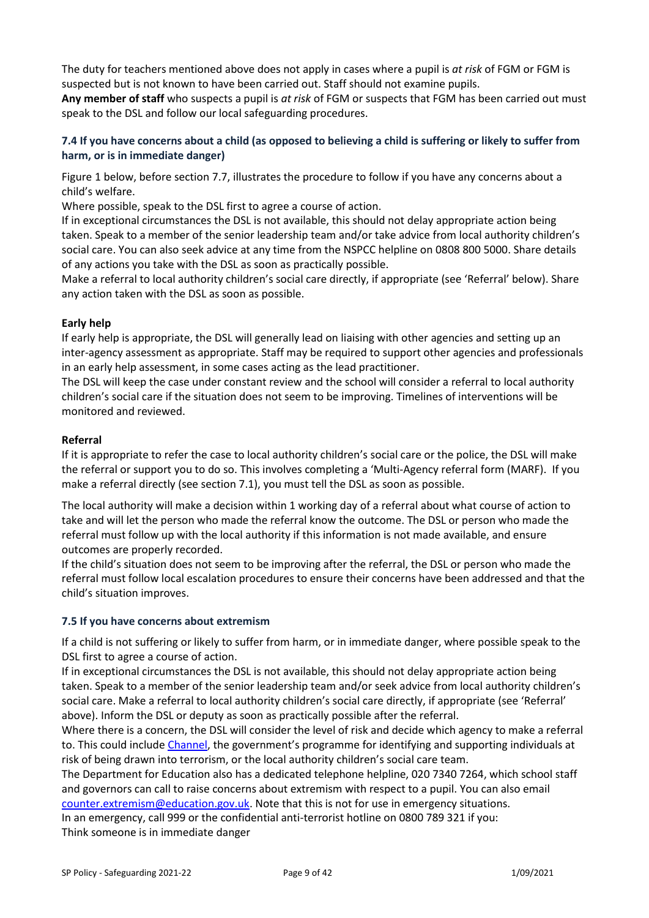The duty for teachers mentioned above does not apply in cases where a pupil is *at risk* of FGM or FGM is suspected but is not known to have been carried out. Staff should not examine pupils.

**Any member of staff** who suspects a pupil is *at risk* of FGM or suspects that FGM has been carried out must speak to the DSL and follow our local safeguarding procedures.

### 7.4 If you have concerns about a child (as opposed to believing a child is suffering or likely to suffer from harm, or is in immediate danger)

Figure 1 below, before section 7.7, illustrates the procedure to follow if you have any concerns about a child's welfare.

Where possible, speak to the DSL first to agree a course of action.

If in exceptional circumstances the DSL is not available, this should not delay appropriate action being taken. Speak to a member of the senior leadership team and/or take advice from local authority children's social care. You can also seek advice at any time from the NSPCC helpline on 0808 800 5000. Share details of any actions you take with the DSL as soon as practically possible.

Make a referral to local authority children's social care directly, if appropriate (see 'Referral' below). Share any action taken with the DSL as soon as possible.

**Early help**

If early help is appropriate, the DSL will generally lead on liaising with other agencies and setting up an inter-agency assessment as appropriate. Staff may be required to support other agencies and professionals in an early help assessment, in some cases acting as the lead practitioner.

The DSL will keep the case under constant review and the school will consider a referral to local authority children's social care if the situation does not seem to be improving. Timelines of interventions will be monitored and reviewed.

**Referral**

If it is appropriate to refer the case to local authority children's social care or the police, the DSL will make the referral or support you to do so. This involves completing a 'Multi-Agency referral form (MARF). If you make a referral directly (see section 7.1), you must tell the DSL as soon as possible.

The local authority will make a decision within 1 working day of a referral about what course of action to take and will let the person who made the referral know the outcome. The DSL or person who made the referral must follow up with the local authority if this information is not made available, and ensure outcomes are properly recorded.

If the child's situation does not seem to be improving after the referral, the DSL or person who made the referral must follow local escalation procedures to ensure their concerns have been addressed and that the child's situation improves.

### 7.5 If you have concerns about extremism

If a child is not suffering or likely to suffer from harm, or in immediate danger, where possible speak to the DSL first to agree a course of action.

If in exceptional circumstances the DSL is not available, this should not delay appropriate action being taken. Speak to a member of the senior leadership team and/or seek advice from local authority children's social care. Make a referral to local authority children's social care directly, if appropriate (see 'Referral' above). Inform the DSL or deputy as soon as practically possible after the referral.

Where there is a concern, the DSL will consider the level of risk and decide which agency to make a referral to. This could include [Channel](#), the government's programme for identifying and supporting individuals at risk of being drawn into terrorism, or the local authority children's social care team.

The Department for Education also has a dedicated telephone helpline, 020 7340 7264, which school staff and governors can call to raise concerns about extremism with respect to a pupil. You can also email [counter.extremism@education.gov.uk](mailto:counter.extremism@education.gov.uk). Note that this is not for use in emergency situations.

In an emergency, call 999 or the confidential anti-terrorist hotline on 0800 789 321 if you:

Think someone is in immediate danger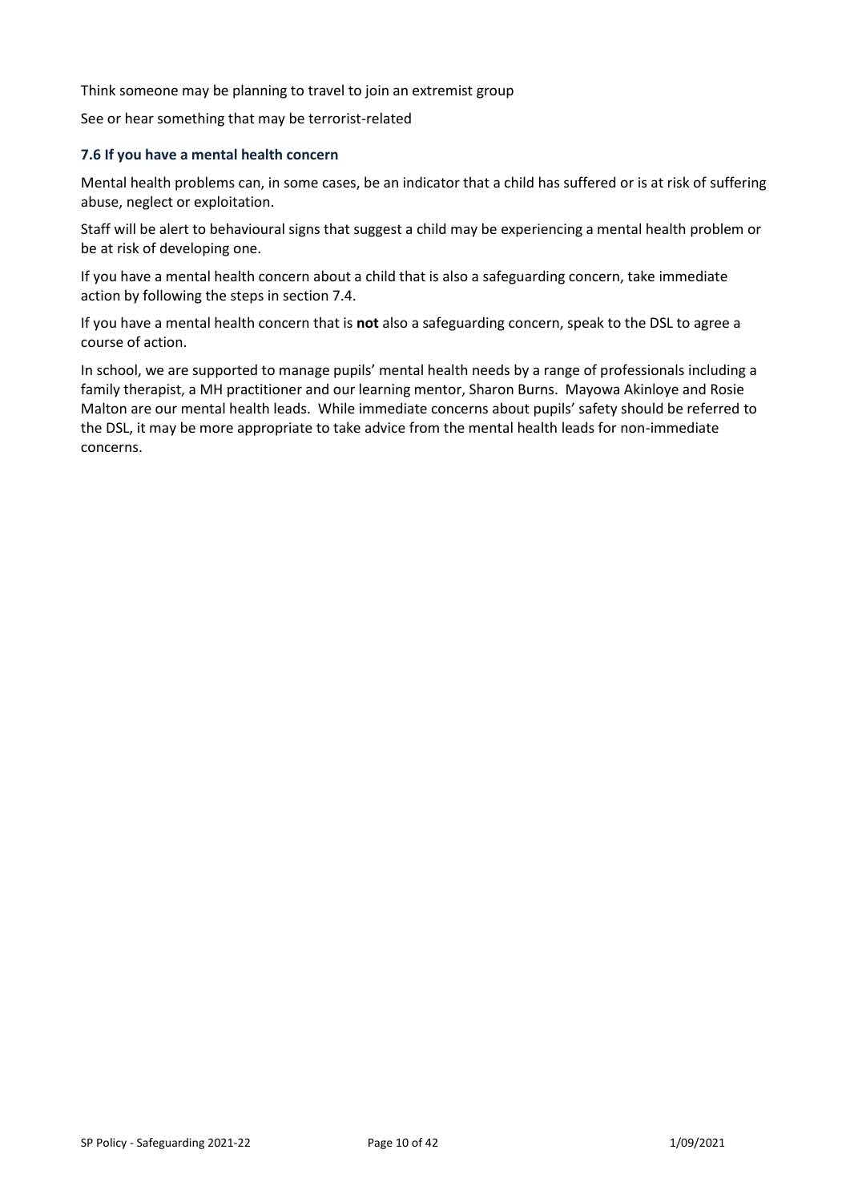Think someone may be planning to travel to join an extremist group

See or hear something that may be terrorist-related

### 7.6 If you have a mental health concern

Mental health problems can, in some cases, be an indicator that a child has suffered or is at risk of suffering abuse, neglect or exploitation.

Staff will be alert to behavioural signs that suggest a child may be experiencing a mental health problem or be at risk of developing one.

If you have a mental health concern about a child that is also a safeguarding concern, take immediate action by following the steps in section 7.4.

If you have a mental health concern that is **not** also a safeguarding concern, speak to the DSL to agree a course of action.

In school, we are supported to manage pupils' mental health needs by a range of professionals including a family therapist, a MH practitioner and our learning mentor, Sharon Burns. Mayowa Akinloye and Rosie Malton are our mental health leads. While immediate concerns about pupils' safety should be referred to the DSL, it may be more appropriate to take advice from the mental health leads for non-immediate concerns.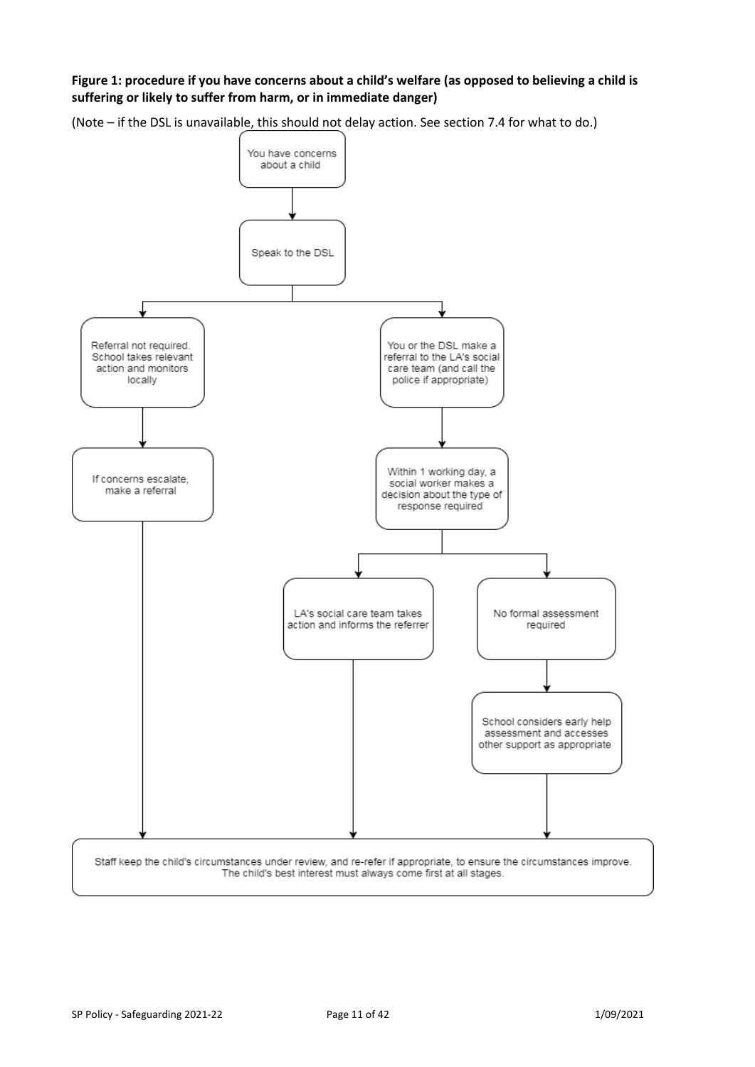**Figure 1: procedure if you have concerns about a child's welfare (as opposed to believing a child is suffering or likely to suffer from harm, or in immediate danger)**

(Note – if the DSL is unavailable, this should not delay action. See section 7.4 for what to do.)

You have concerns about a child

Speak to the DSL

Referral not required. School takes relevant action and monitors locally

If concerns escalate, make a referral

You or the DSL make a referral to the LA's social care team (and call the police if appropriate)

Within 1 working day, a social worker makes a decision about the type of response required

LA's social care team takes action and informs the referrer

No formal assessment required

School considers early help assessment and accesses other support as appropriate

Staff keep the child's circumstances under review, and re-refer if appropriate, to ensure the circumstances improve. The child's best interest must always come first at all stages.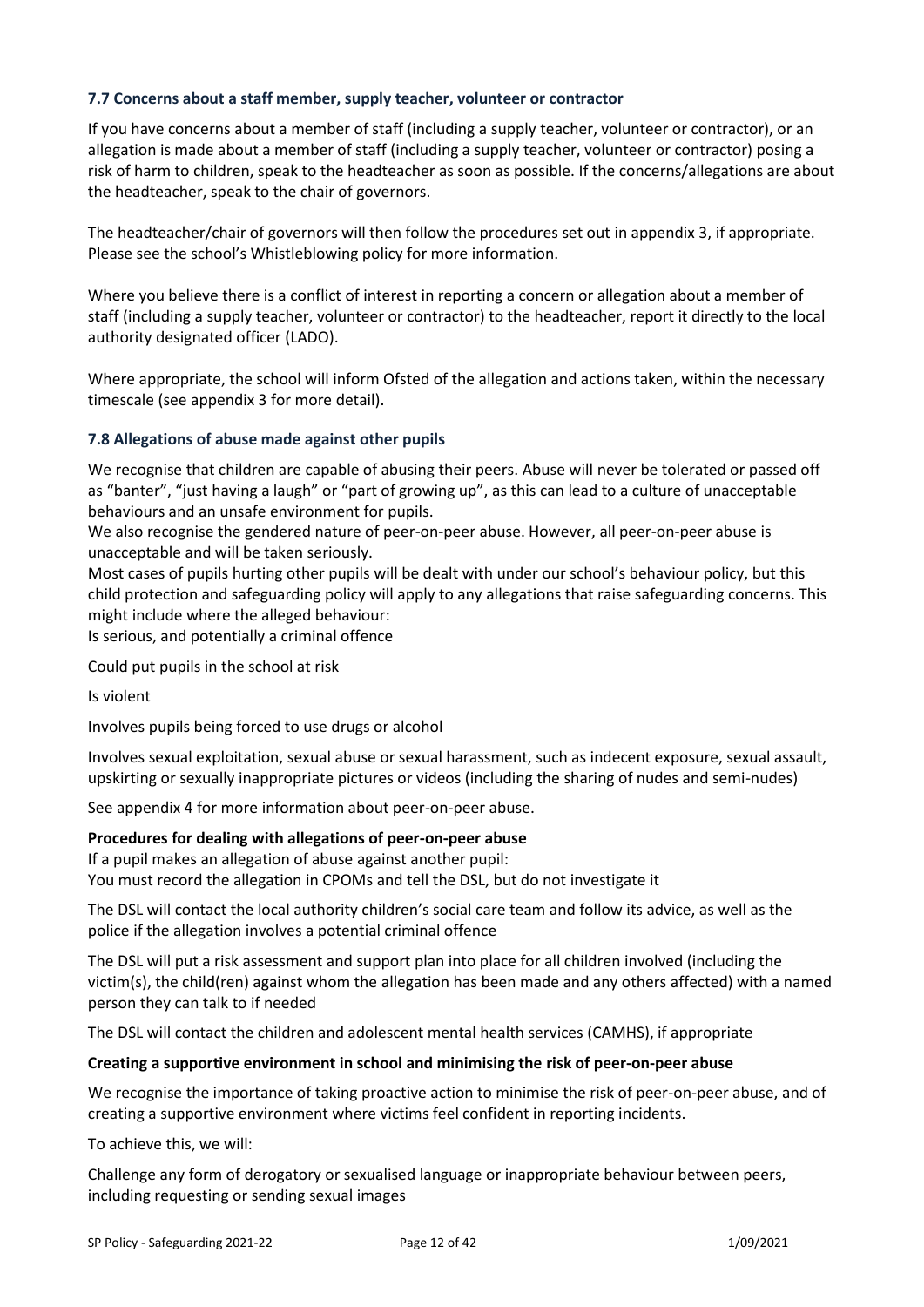### 7.7 Concerns about a staff member, supply teacher, volunteer or contractor

If you have concerns about a member of staff (including a supply teacher, volunteer or contractor), or an allegation is made about a member of staff (including a supply teacher, volunteer or contractor) posing a risk of harm to children, speak to the headteacher as soon as possible. If the concerns/allegations are about the headteacher, speak to the chair of governors.

The headteacher/chair of governors will then follow the procedures set out in appendix 3, if appropriate. Please see the school's Whistleblowing policy for more information.

Where you believe there is a conflict of interest in reporting a concern or allegation about a member of staff (including a supply teacher, volunteer or contractor) to the headteacher, report it directly to the local authority designated officer (LADO).

Where appropriate, the school will inform Ofsted of the allegation and actions taken, within the necessary timescale (see appendix 3 for more detail).

### 7.8 Allegations of abuse made against other pupils

We recognise that children are capable of abusing their peers. Abuse will never be tolerated or passed off as "banter", "just having a laugh" or "part of growing up", as this can lead to a culture of unacceptable behaviours and an unsafe environment for pupils.

We also recognise the gendered nature of peer-on-peer abuse. However, all peer-on-peer abuse is unacceptable and will be taken seriously.

Most cases of pupils hurting other pupils will be dealt with under our school's behaviour policy, but this child protection and safeguarding policy will apply to any allegations that raise safeguarding concerns. This might include where the alleged behaviour:

Is serious, and potentially a criminal offence

Could put pupils in the school at risk

Is violent

Involves pupils being forced to use drugs or alcohol

Involves sexual exploitation, sexual abuse or sexual harassment, such as indecent exposure, sexual assault, upskirting or sexually inappropriate pictures or videos (including the sharing of nudes and semi-nudes)

See appendix 4 for more information about peer-on-peer abuse.

**Procedures for dealing with allegations of peer-on-peer abuse**

If a pupil makes an allegation of abuse against another pupil:

You must record the allegation in CPOMs and tell the DSL, but do not investigate it

The DSL will contact the local authority children's social care team and follow its advice, as well as the police if the allegation involves a potential criminal offence

The DSL will put a risk assessment and support plan into place for all children involved (including the victim(s), the child(ren) against whom the allegation has been made and any others affected) with a named person they can talk to if needed

The DSL will contact the children and adolescent mental health services (CAMHS), if appropriate

**Creating a supportive environment in school and minimising the risk of peer-on-peer abuse**

We recognise the importance of taking proactive action to minimise the risk of peer-on-peer abuse, and of creating a supportive environment where victims feel confident in reporting incidents.

To achieve this, we will:

Challenge any form of derogatory or sexualised language or inappropriate behaviour between peers, including requesting or sending sexual images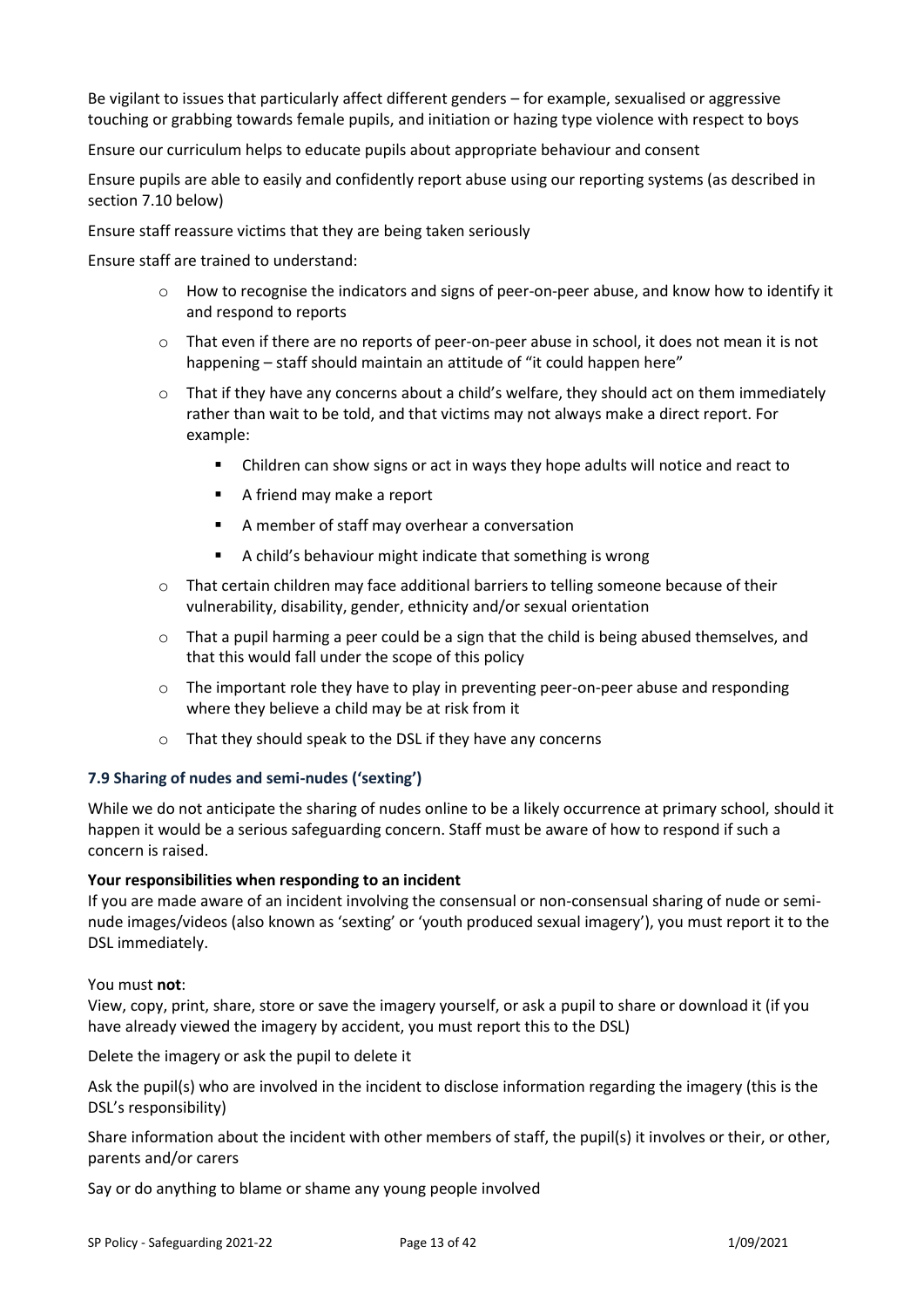Be vigilant to issues that particularly affect different genders – for example, sexualised or aggressive touching or grabbing towards female pupils, and initiation or hazing type violence with respect to boys

Ensure our curriculum helps to educate pupils about appropriate behaviour and consent

Ensure pupils are able to easily and confidently report abuse using our reporting systems (as described in section 7.10 below)

Ensure staff reassure victims that they are being taken seriously

Ensure staff are trained to understand:

- How to recognise the indicators and signs of peer-on-peer abuse, and know how to identify it and respond to reports
- That even if there are no reports of peer-on-peer abuse in school, it does not mean it is not happening – staff should maintain an attitude of "it could happen here"
- That if they have any concerns about a child's welfare, they should act on them immediately rather than wait to be told, and that victims may not always make a direct report. For example:
    - Children can show signs or act in ways they hope adults will notice and react to
    - A friend may make a report
    - A member of staff may overhear a conversation
    - A child's behaviour might indicate that something is wrong
- That certain children may face additional barriers to telling someone because of their vulnerability, disability, gender, ethnicity and/or sexual orientation
- That a pupil harming a peer could be a sign that the child is being abused themselves, and that this would fall under the scope of this policy
- The important role they have to play in preventing peer-on-peer abuse and responding where they believe a child may be at risk from it
- That they should speak to the DSL if they have any concerns

### 7.9 Sharing of nudes and semi-nudes ('sexting')

While we do not anticipate the sharing of nudes online to be a likely occurrence at primary school, should it happen it would be a serious safeguarding concern. Staff must be aware of how to respond if such a concern is raised.

**Your responsibilities when responding to an incident**

If you are made aware of an incident involving the consensual or non-consensual sharing of nude or semi-nude images/videos (also known as 'sexting' or 'youth produced sexual imagery'), you must report it to the DSL immediately.

You must **not**:

View, copy, print, share, store or save the imagery yourself, or ask a pupil to share or download it (if you have already viewed the imagery by accident, you must report this to the DSL)

Delete the imagery or ask the pupil to delete it

Ask the pupil(s) who are involved in the incident to disclose information regarding the imagery (this is the DSL's responsibility)

Share information about the incident with other members of staff, the pupil(s) it involves or their, or other, parents and/or carers

Say or do anything to blame or shame any young people involved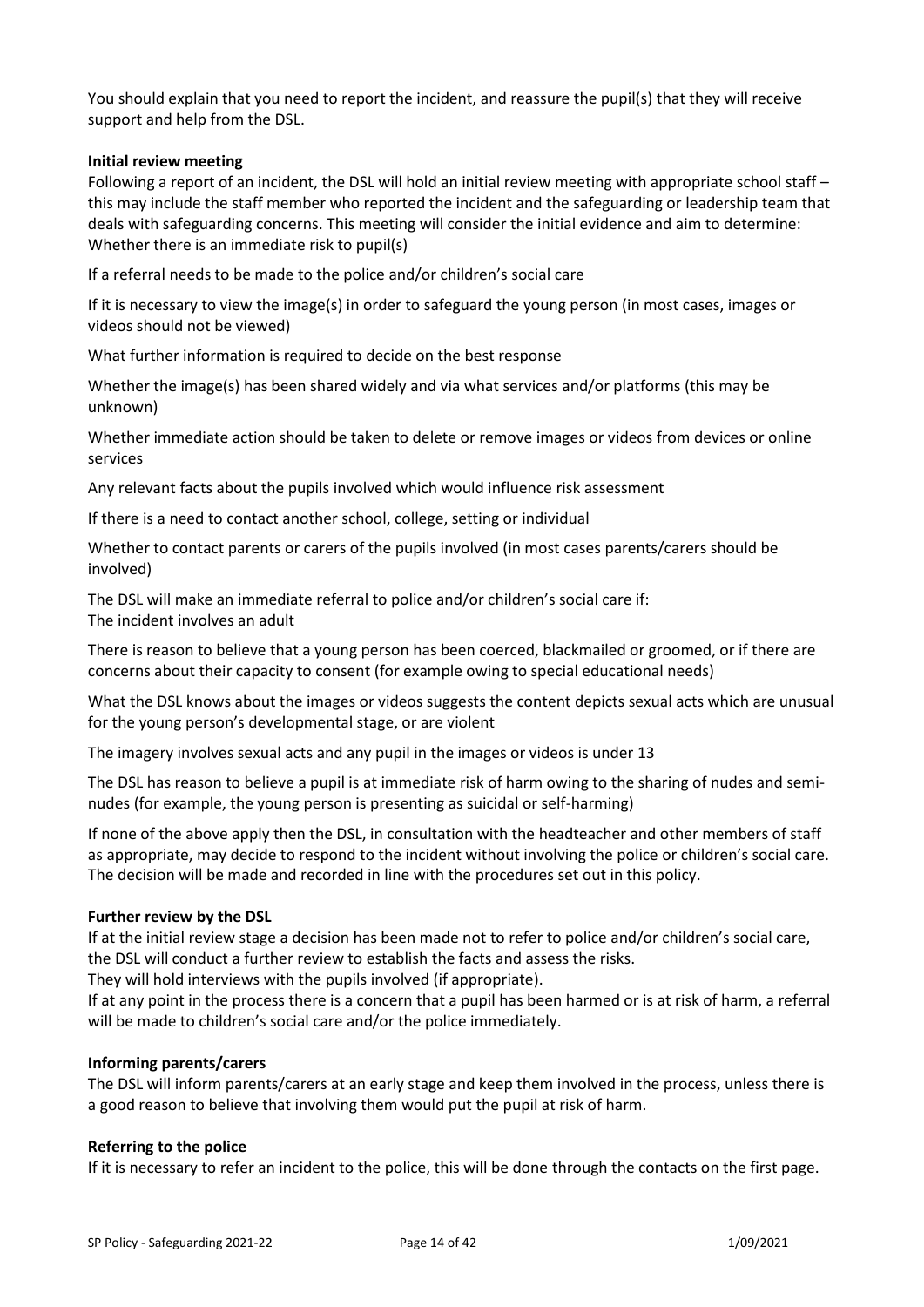You should explain that you need to report the incident, and reassure the pupil(s) that they will receive support and help from the DSL.

**Initial review meeting**

Following a report of an incident, the DSL will hold an initial review meeting with appropriate school staff – this may include the staff member who reported the incident and the safeguarding or leadership team that deals with safeguarding concerns. This meeting will consider the initial evidence and aim to determine:

Whether there is an immediate risk to pupil(s)

If a referral needs to be made to the police and/or children's social care

If it is necessary to view the image(s) in order to safeguard the young person (in most cases, images or videos should not be viewed)

What further information is required to decide on the best response

Whether the image(s) has been shared widely and via what services and/or platforms (this may be unknown)

Whether immediate action should be taken to delete or remove images or videos from devices or online services

Any relevant facts about the pupils involved which would influence risk assessment

If there is a need to contact another school, college, setting or individual

Whether to contact parents or carers of the pupils involved (in most cases parents/carers should be involved)

The DSL will make an immediate referral to police and/or children's social care if:

The incident involves an adult

There is reason to believe that a young person has been coerced, blackmailed or groomed, or if there are concerns about their capacity to consent (for example owing to special educational needs)

What the DSL knows about the images or videos suggests the content depicts sexual acts which are unusual for the young person's developmental stage, or are violent

The imagery involves sexual acts and any pupil in the images or videos is under 13

The DSL has reason to believe a pupil is at immediate risk of harm owing to the sharing of nudes and semi-nudes (for example, the young person is presenting as suicidal or self-harming)

If none of the above apply then the DSL, in consultation with the headteacher and other members of staff as appropriate, may decide to respond to the incident without involving the police or children's social care. The decision will be made and recorded in line with the procedures set out in this policy.

**Further review by the DSL**

If at the initial review stage a decision has been made not to refer to police and/or children's social care, the DSL will conduct a further review to establish the facts and assess the risks.

They will hold interviews with the pupils involved (if appropriate).

If at any point in the process there is a concern that a pupil has been harmed or is at risk of harm, a referral will be made to children's social care and/or the police immediately.

**Informing parents/carers**

The DSL will inform parents/carers at an early stage and keep them involved in the process, unless there is a good reason to believe that involving them would put the pupil at risk of harm.

**Referring to the police**

If it is necessary to refer an incident to the police, this will be done through the contacts on the first page.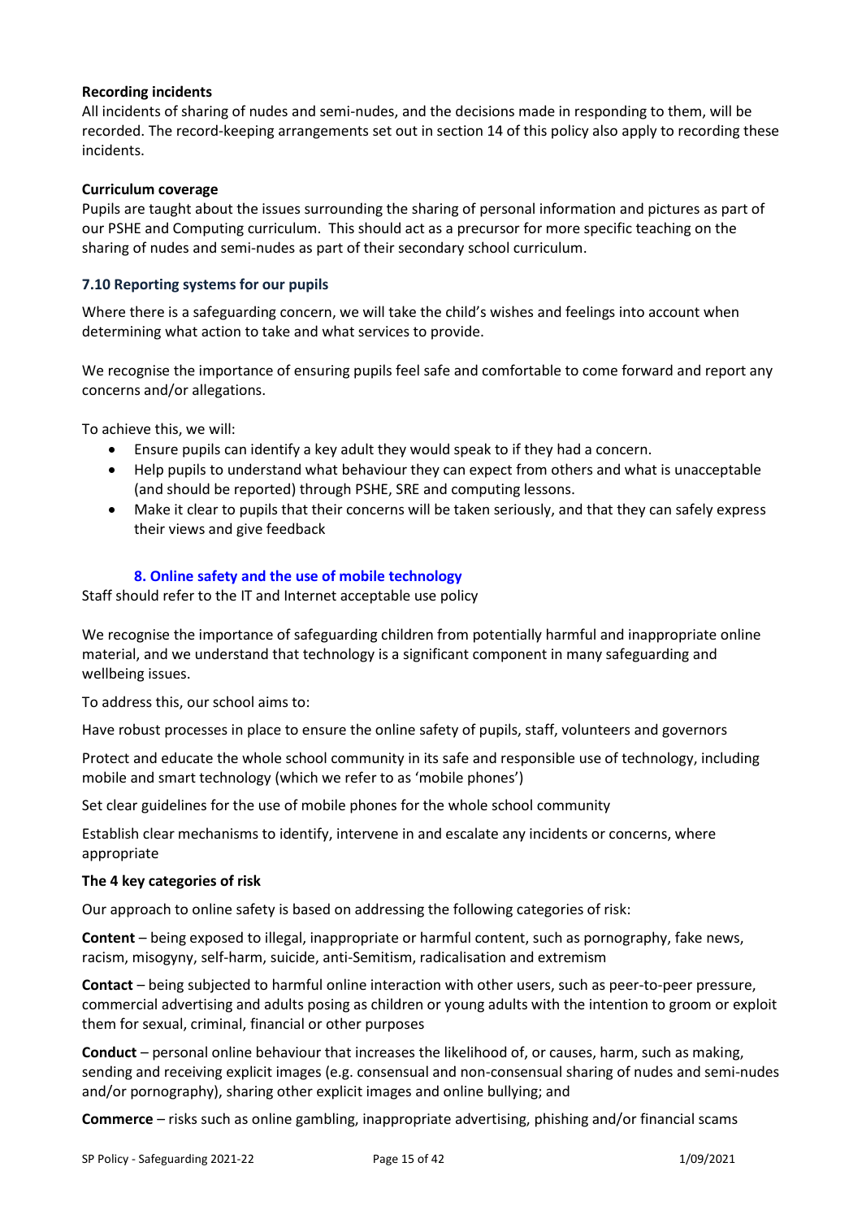**Recording incidents**

All incidents of sharing of nudes and semi-nudes, and the decisions made in responding to them, will be recorded. The record-keeping arrangements set out in section 14 of this policy also apply to recording these incidents.

**Curriculum coverage**

Pupils are taught about the issues surrounding the sharing of personal information and pictures as part of our PSHE and Computing curriculum. This should act as a precursor for more specific teaching on the sharing of nudes and semi-nudes as part of their secondary school curriculum.

### 7.10 Reporting systems for our pupils

Where there is a safeguarding concern, we will take the child's wishes and feelings into account when determining what action to take and what services to provide.

We recognise the importance of ensuring pupils feel safe and comfortable to come forward and report any concerns and/or allegations.

To achieve this, we will:

- Ensure pupils can identify a key adult they would speak to if they had a concern.
- Help pupils to understand what behaviour they can expect from others and what is unacceptable (and should be reported) through PSHE, SRE and computing lessons.
- Make it clear to pupils that their concerns will be taken seriously, and that they can safely express their views and give feedback

## 8. Online safety and the use of mobile technology

Staff should refer to the IT and Internet acceptable use policy

We recognise the importance of safeguarding children from potentially harmful and inappropriate online material, and we understand that technology is a significant component in many safeguarding and wellbeing issues.

To address this, our school aims to:

Have robust processes in place to ensure the online safety of pupils, staff, volunteers and governors

Protect and educate the whole school community in its safe and responsible use of technology, including mobile and smart technology (which we refer to as 'mobile phones')

Set clear guidelines for the use of mobile phones for the whole school community

Establish clear mechanisms to identify, intervene in and escalate any incidents or concerns, where appropriate

**The 4 key categories of risk**

Our approach to online safety is based on addressing the following categories of risk:

**Content** – being exposed to illegal, inappropriate or harmful content, such as pornography, fake news, racism, misogyny, self-harm, suicide, anti-Semitism, radicalisation and extremism

**Contact** – being subjected to harmful online interaction with other users, such as peer-to-peer pressure, commercial advertising and adults posing as children or young adults with the intention to groom or exploit them for sexual, criminal, financial or other purposes

**Conduct** – personal online behaviour that increases the likelihood of, or causes, harm, such as making, sending and receiving explicit images (e.g. consensual and non-consensual sharing of nudes and semi-nudes and/or pornography), sharing other explicit images and online bullying; and

**Commerce** – risks such as online gambling, inappropriate advertising, phishing and/or financial scams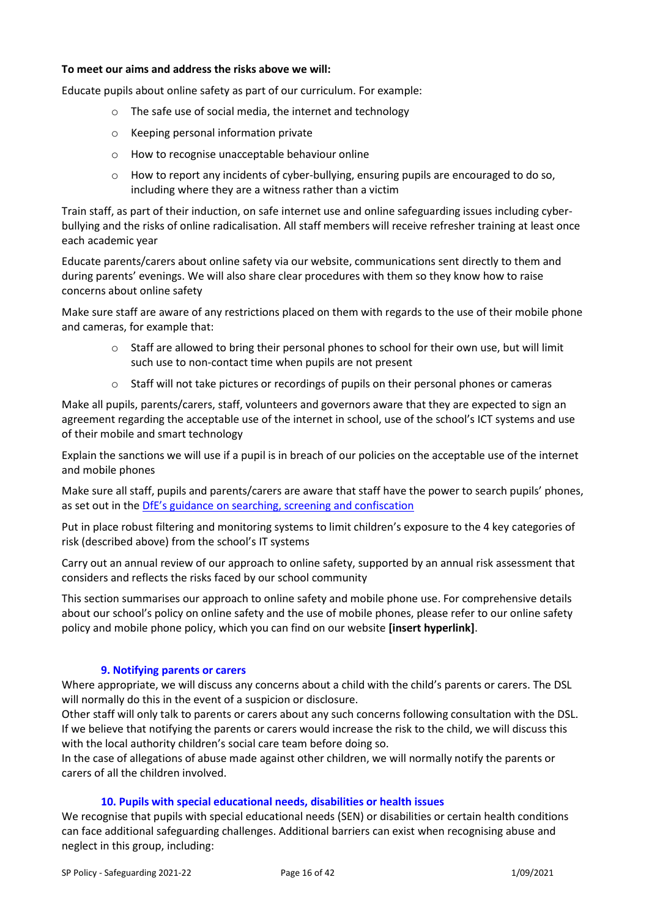**To meet our aims and address the risks above we will:**

Educate pupils about online safety as part of our curriculum. For example:

- The safe use of social media, the internet and technology
- Keeping personal information private
- How to recognise unacceptable behaviour online
- How to report any incidents of cyber-bullying, ensuring pupils are encouraged to do so, including where they are a witness rather than a victim

Train staff, as part of their induction, on safe internet use and online safeguarding issues including cyber-bullying and the risks of online radicalisation. All staff members will receive refresher training at least once each academic year

Educate parents/carers about online safety via our website, communications sent directly to them and during parents' evenings. We will also share clear procedures with them so they know how to raise concerns about online safety

Make sure staff are aware of any restrictions placed on them with regards to the use of their mobile phone and cameras, for example that:

- Staff are allowed to bring their personal phones to school for their own use, but will limit such use to non-contact time when pupils are not present
- Staff will not take pictures or recordings of pupils on their personal phones or cameras

Make all pupils, parents/carers, staff, volunteers and governors aware that they are expected to sign an agreement regarding the acceptable use of the internet in school, use of the school's ICT systems and use of their mobile and smart technology

Explain the sanctions we will use if a pupil is in breach of our policies on the acceptable use of the internet and mobile phones

Make sure all staff, pupils and parents/carers are aware that staff have the power to search pupils' phones, as set out in the DfE's guidance on searching, screening and confiscation

Put in place robust filtering and monitoring systems to limit children's exposure to the 4 key categories of risk (described above) from the school's IT systems

Carry out an annual review of our approach to online safety, supported by an annual risk assessment that considers and reflects the risks faced by our school community

This section summarises our approach to online safety and mobile phone use. For comprehensive details about our school's policy on online safety and the use of mobile phones, please refer to our online safety policy and mobile phone policy, which you can find on our website **[insert hyperlink]**.

## 9. Notifying parents or carers

Where appropriate, we will discuss any concerns about a child with the child's parents or carers. The DSL will normally do this in the event of a suspicion or disclosure.

Other staff will only talk to parents or carers about any such concerns following consultation with the DSL.

If we believe that notifying the parents or carers would increase the risk to the child, we will discuss this with the local authority children's social care team before doing so.

In the case of allegations of abuse made against other children, we will normally notify the parents or carers of all the children involved.

## 10. Pupils with special educational needs, disabilities or health issues

We recognise that pupils with special educational needs (SEN) or disabilities or certain health conditions can face additional safeguarding challenges. Additional barriers can exist when recognising abuse and neglect in this group, including: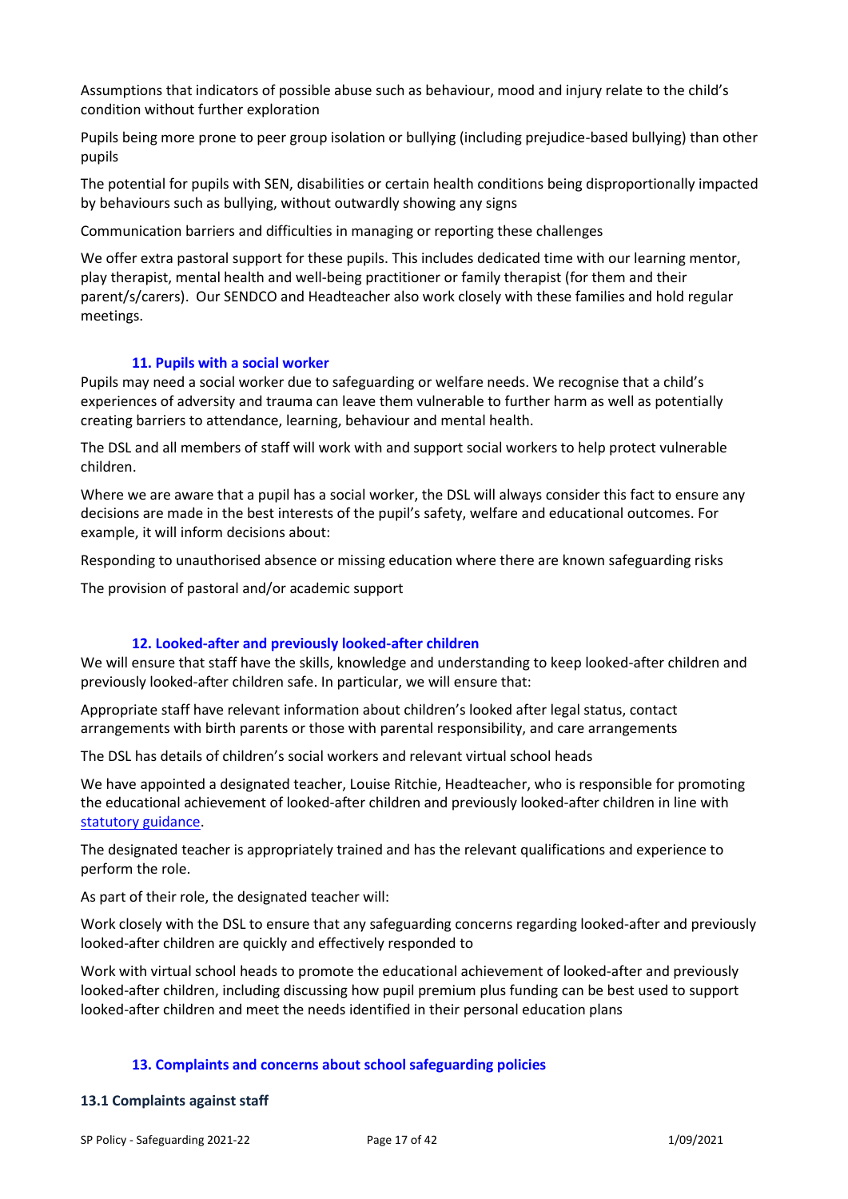Assumptions that indicators of possible abuse such as behaviour, mood and injury relate to the child's condition without further exploration

Pupils being more prone to peer group isolation or bullying (including prejudice-based bullying) than other pupils

The potential for pupils with SEN, disabilities or certain health conditions being disproportionally impacted by behaviours such as bullying, without outwardly showing any signs

Communication barriers and difficulties in managing or reporting these challenges

We offer extra pastoral support for these pupils. This includes dedicated time with our learning mentor, play therapist, mental health and well-being practitioner or family therapist (for them and their parent/s/carers). Our SENDCO and Headteacher also work closely with these families and hold regular meetings.

## 11. Pupils with a social worker

Pupils may need a social worker due to safeguarding or welfare needs. We recognise that a child's experiences of adversity and trauma can leave them vulnerable to further harm as well as potentially creating barriers to attendance, learning, behaviour and mental health.

The DSL and all members of staff will work with and support social workers to help protect vulnerable children.

Where we are aware that a pupil has a social worker, the DSL will always consider this fact to ensure any decisions are made in the best interests of the pupil's safety, welfare and educational outcomes. For example, it will inform decisions about:

Responding to unauthorised absence or missing education where there are known safeguarding risks

The provision of pastoral and/or academic support

## 12. Looked-after and previously looked-after children

We will ensure that staff have the skills, knowledge and understanding to keep looked-after children and previously looked-after children safe. In particular, we will ensure that:

Appropriate staff have relevant information about children's looked after legal status, contact arrangements with birth parents or those with parental responsibility, and care arrangements

The DSL has details of children's social workers and relevant virtual school heads

We have appointed a designated teacher, Louise Ritchie, Headteacher, who is responsible for promoting the educational achievement of looked-after children and previously looked-after children in line with statutory guidance.

The designated teacher is appropriately trained and has the relevant qualifications and experience to perform the role.

As part of their role, the designated teacher will:

Work closely with the DSL to ensure that any safeguarding concerns regarding looked-after and previously looked-after children are quickly and effectively responded to

Work with virtual school heads to promote the educational achievement of looked-after and previously looked-after children, including discussing how pupil premium plus funding can be best used to support looked-after children and meet the needs identified in their personal education plans

## 13. Complaints and concerns about school safeguarding policies

### 13.1 Complaints against staff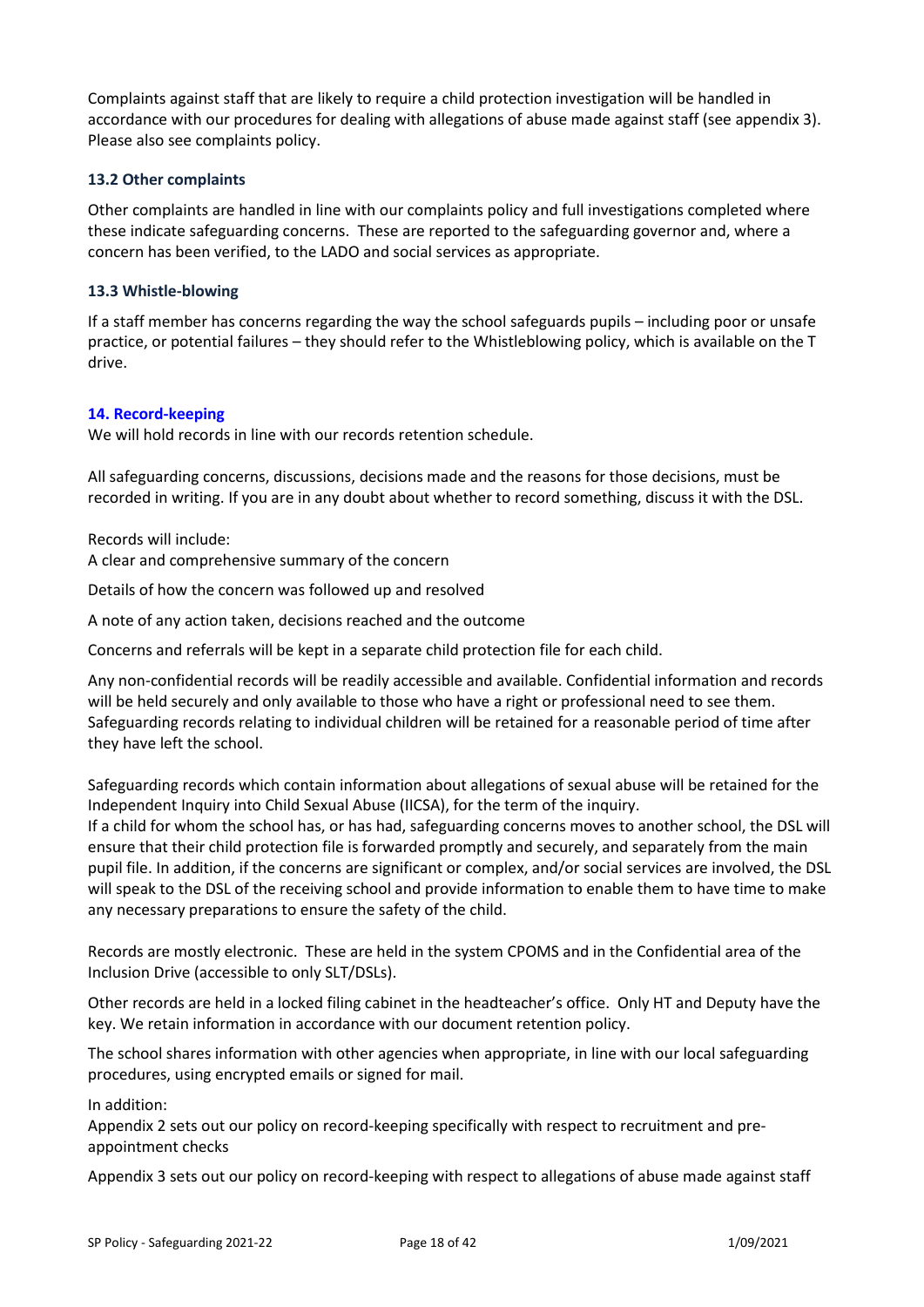Complaints against staff that are likely to require a child protection investigation will be handled in accordance with our procedures for dealing with allegations of abuse made against staff (see appendix 3). Please also see complaints policy.

### 13.2 Other complaints

Other complaints are handled in line with our complaints policy and full investigations completed where these indicate safeguarding concerns. These are reported to the safeguarding governor and, where a concern has been verified, to the LADO and social services as appropriate.

### 13.3 Whistle-blowing

If a staff member has concerns regarding the way the school safeguards pupils – including poor or unsafe practice, or potential failures – they should refer to the Whistleblowing policy, which is available on the T drive.

## 14. Record-keeping

We will hold records in line with our records retention schedule.

All safeguarding concerns, discussions, decisions made and the reasons for those decisions, must be recorded in writing. If you are in any doubt about whether to record something, discuss it with the DSL.

Records will include:

A clear and comprehensive summary of the concern

Details of how the concern was followed up and resolved

A note of any action taken, decisions reached and the outcome

Concerns and referrals will be kept in a separate child protection file for each child.

Any non-confidential records will be readily accessible and available. Confidential information and records will be held securely and only available to those who have a right or professional need to see them. Safeguarding records relating to individual children will be retained for a reasonable period of time after they have left the school.

Safeguarding records which contain information about allegations of sexual abuse will be retained for the Independent Inquiry into Child Sexual Abuse (IICSA), for the term of the inquiry.
If a child for whom the school has, or has had, safeguarding concerns moves to another school, the DSL will ensure that their child protection file is forwarded promptly and securely, and separately from the main pupil file. In addition, if the concerns are significant or complex, and/or social services are involved, the DSL will speak to the DSL of the receiving school and provide information to enable them to have time to make any necessary preparations to ensure the safety of the child.

Records are mostly electronic. These are held in the system CPOMS and in the Confidential area of the Inclusion Drive (accessible to only SLT/DSLs).

Other records are held in a locked filing cabinet in the headteacher's office. Only HT and Deputy have the key. We retain information in accordance with our document retention policy.

The school shares information with other agencies when appropriate, in line with our local safeguarding procedures, using encrypted emails or signed for mail.

In addition:

Appendix 2 sets out our policy on record-keeping specifically with respect to recruitment and pre-appointment checks

Appendix 3 sets out our policy on record-keeping with respect to allegations of abuse made against staff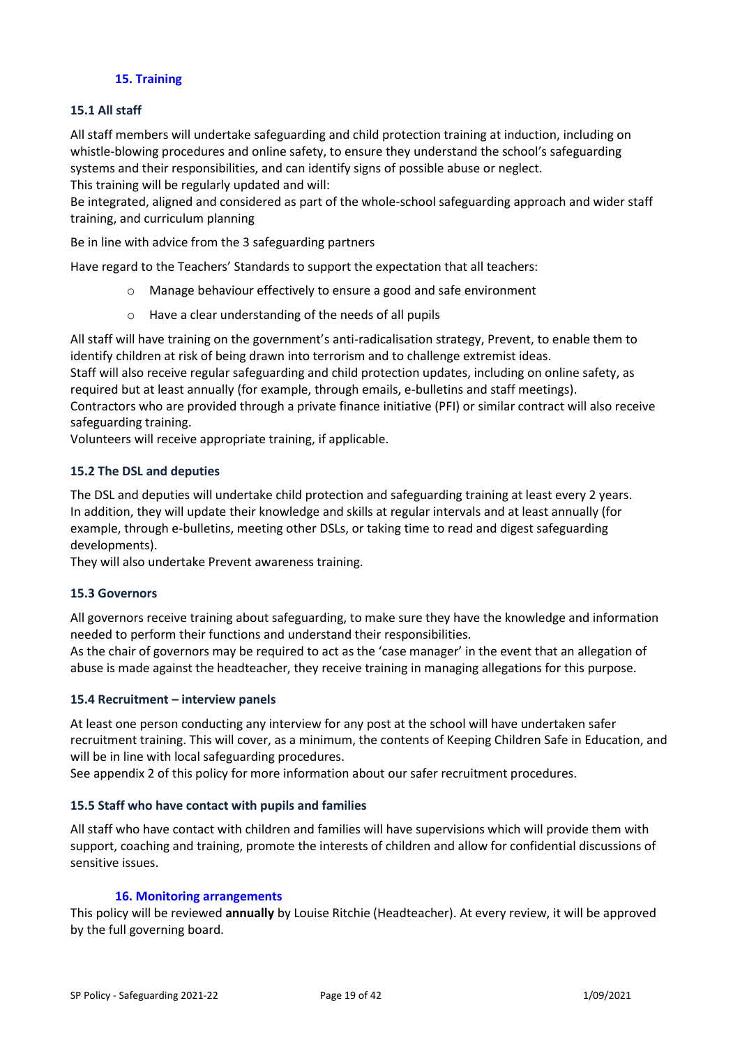## 15. Training

### 15.1 All staff

All staff members will undertake safeguarding and child protection training at induction, including on whistle-blowing procedures and online safety, to ensure they understand the school's safeguarding systems and their responsibilities, and can identify signs of possible abuse or neglect.
This training will be regularly updated and will:
Be integrated, aligned and considered as part of the whole-school safeguarding approach and wider staff training, and curriculum planning

Be in line with advice from the 3 safeguarding partners

Have regard to the Teachers' Standards to support the expectation that all teachers:

- Manage behaviour effectively to ensure a good and safe environment
- Have a clear understanding of the needs of all pupils

All staff will have training on the government's anti-radicalisation strategy, Prevent, to enable them to identify children at risk of being drawn into terrorism and to challenge extremist ideas.
Staff will also receive regular safeguarding and child protection updates, including on online safety, as required but at least annually (for example, through emails, e-bulletins and staff meetings).
Contractors who are provided through a private finance initiative (PFI) or similar contract will also receive safeguarding training.
Volunteers will receive appropriate training, if applicable.

### 15.2 The DSL and deputies

The DSL and deputies will undertake child protection and safeguarding training at least every 2 years.
In addition, they will update their knowledge and skills at regular intervals and at least annually (for example, through e-bulletins, meeting other DSLs, or taking time to read and digest safeguarding developments).
They will also undertake Prevent awareness training.

### 15.3 Governors

All governors receive training about safeguarding, to make sure they have the knowledge and information needed to perform their functions and understand their responsibilities.
As the chair of governors may be required to act as the 'case manager' in the event that an allegation of abuse is made against the headteacher, they receive training in managing allegations for this purpose.

### 15.4 Recruitment – interview panels

At least one person conducting any interview for any post at the school will have undertaken safer recruitment training. This will cover, as a minimum, the contents of Keeping Children Safe in Education, and will be in line with local safeguarding procedures.
See appendix 2 of this policy for more information about our safer recruitment procedures.

### 15.5 Staff who have contact with pupils and families

All staff who have contact with children and families will have supervisions which will provide them with support, coaching and training, promote the interests of children and allow for confidential discussions of sensitive issues.

## 16. Monitoring arrangements

This policy will be reviewed **annually** by Louise Ritchie (Headteacher). At every review, it will be approved by the full governing board.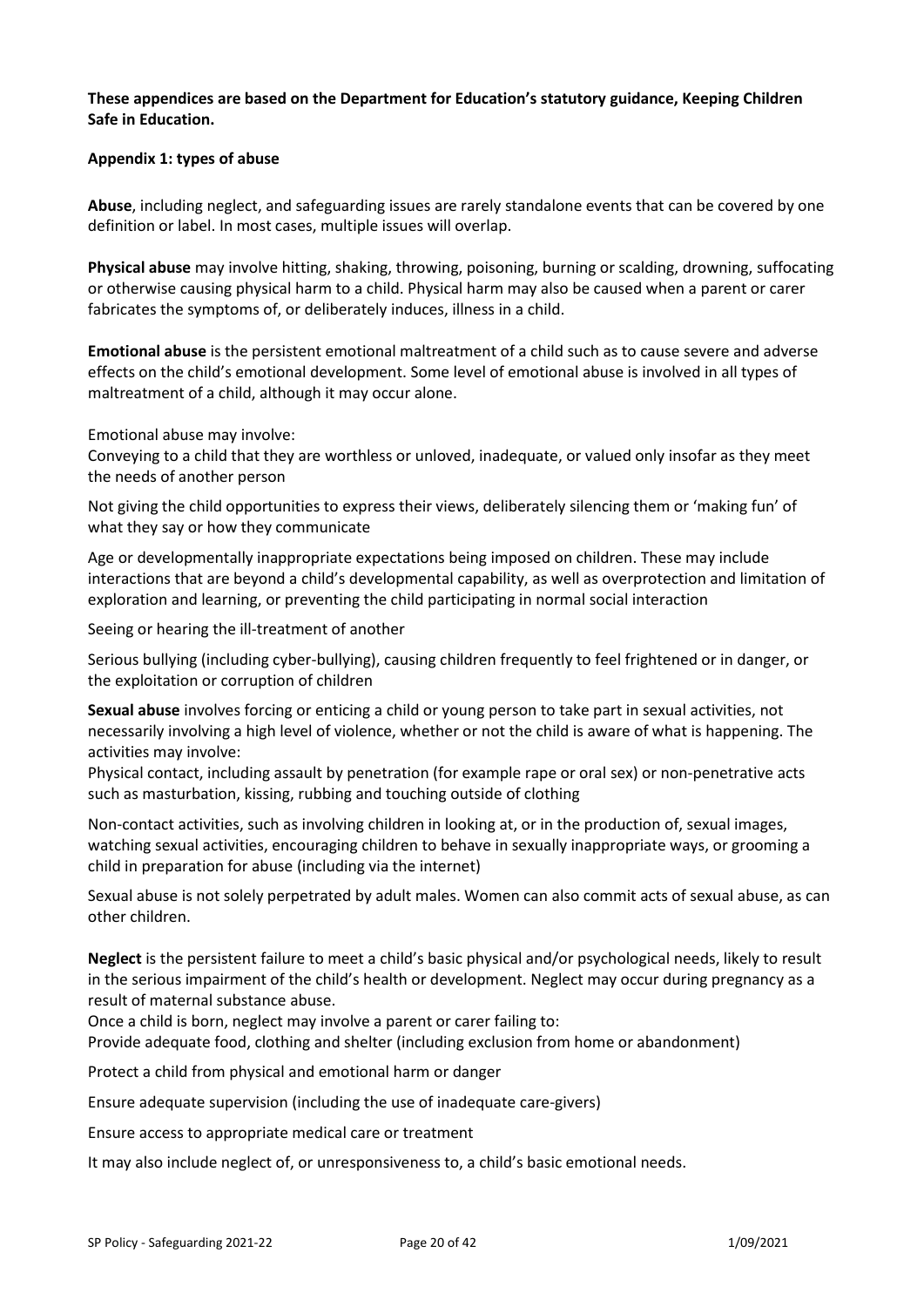**These appendices are based on the Department for Education's statutory guidance, Keeping Children Safe in Education.**

**Appendix 1: types of abuse**

**Abuse**, including neglect, and safeguarding issues are rarely standalone events that can be covered by one definition or label. In most cases, multiple issues will overlap.

**Physical abuse** may involve hitting, shaking, throwing, poisoning, burning or scalding, drowning, suffocating or otherwise causing physical harm to a child. Physical harm may also be caused when a parent or carer fabricates the symptoms of, or deliberately induces, illness in a child.

**Emotional abuse** is the persistent emotional maltreatment of a child such as to cause severe and adverse effects on the child's emotional development. Some level of emotional abuse is involved in all types of maltreatment of a child, although it may occur alone.

Emotional abuse may involve:

Conveying to a child that they are worthless or unloved, inadequate, or valued only insofar as they meet the needs of another person

Not giving the child opportunities to express their views, deliberately silencing them or 'making fun' of what they say or how they communicate

Age or developmentally inappropriate expectations being imposed on children. These may include interactions that are beyond a child's developmental capability, as well as overprotection and limitation of exploration and learning, or preventing the child participating in normal social interaction

Seeing or hearing the ill-treatment of another

Serious bullying (including cyber-bullying), causing children frequently to feel frightened or in danger, or the exploitation or corruption of children

**Sexual abuse** involves forcing or enticing a child or young person to take part in sexual activities, not necessarily involving a high level of violence, whether or not the child is aware of what is happening. The activities may involve:

Physical contact, including assault by penetration (for example rape or oral sex) or non-penetrative acts such as masturbation, kissing, rubbing and touching outside of clothing

Non-contact activities, such as involving children in looking at, or in the production of, sexual images, watching sexual activities, encouraging children to behave in sexually inappropriate ways, or grooming a child in preparation for abuse (including via the internet)

Sexual abuse is not solely perpetrated by adult males. Women can also commit acts of sexual abuse, as can other children.

**Neglect** is the persistent failure to meet a child's basic physical and/or psychological needs, likely to result in the serious impairment of the child's health or development. Neglect may occur during pregnancy as a result of maternal substance abuse.

Once a child is born, neglect may involve a parent or carer failing to:

Provide adequate food, clothing and shelter (including exclusion from home or abandonment)

Protect a child from physical and emotional harm or danger

Ensure adequate supervision (including the use of inadequate care-givers)

Ensure access to appropriate medical care or treatment

It may also include neglect of, or unresponsiveness to, a child's basic emotional needs.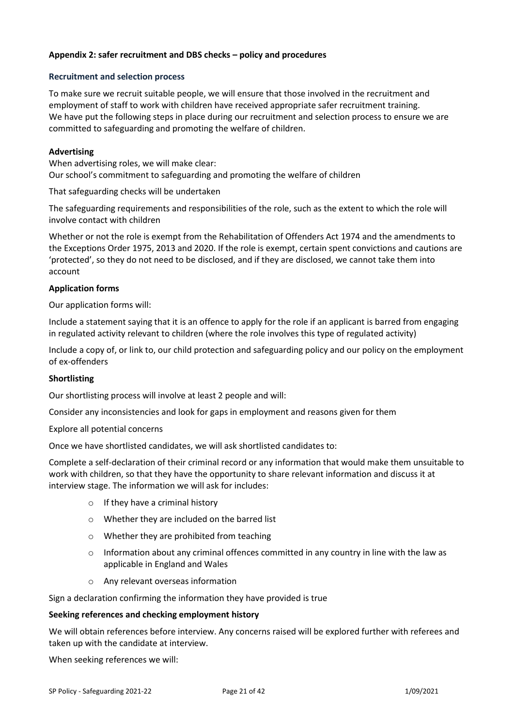## Appendix 2: safer recruitment and DBS checks – policy and procedures

### Recruitment and selection process

To make sure we recruit suitable people, we will ensure that those involved in the recruitment and employment of staff to work with children have received appropriate safer recruitment training. We have put the following steps in place during our recruitment and selection process to ensure we are committed to safeguarding and promoting the welfare of children.

**Advertising**

When advertising roles, we will make clear:

Our school's commitment to safeguarding and promoting the welfare of children

That safeguarding checks will be undertaken

The safeguarding requirements and responsibilities of the role, such as the extent to which the role will involve contact with children

Whether or not the role is exempt from the Rehabilitation of Offenders Act 1974 and the amendments to the Exceptions Order 1975, 2013 and 2020. If the role is exempt, certain spent convictions and cautions are 'protected', so they do not need to be disclosed, and if they are disclosed, we cannot take them into account

**Application forms**

Our application forms will:

Include a statement saying that it is an offence to apply for the role if an applicant is barred from engaging in regulated activity relevant to children (where the role involves this type of regulated activity)

Include a copy of, or link to, our child protection and safeguarding policy and our policy on the employment of ex-offenders

**Shortlisting**

Our shortlisting process will involve at least 2 people and will:

Consider any inconsistencies and look for gaps in employment and reasons given for them

Explore all potential concerns

Once we have shortlisted candidates, we will ask shortlisted candidates to:

Complete a self-declaration of their criminal record or any information that would make them unsuitable to work with children, so that they have the opportunity to share relevant information and discuss it at interview stage. The information we will ask for includes:

- If they have a criminal history
- Whether they are included on the barred list
- Whether they are prohibited from teaching
- Information about any criminal offences committed in any country in line with the law as applicable in England and Wales
- Any relevant overseas information

Sign a declaration confirming the information they have provided is true

**Seeking references and checking employment history**

We will obtain references before interview. Any concerns raised will be explored further with referees and taken up with the candidate at interview.

When seeking references we will: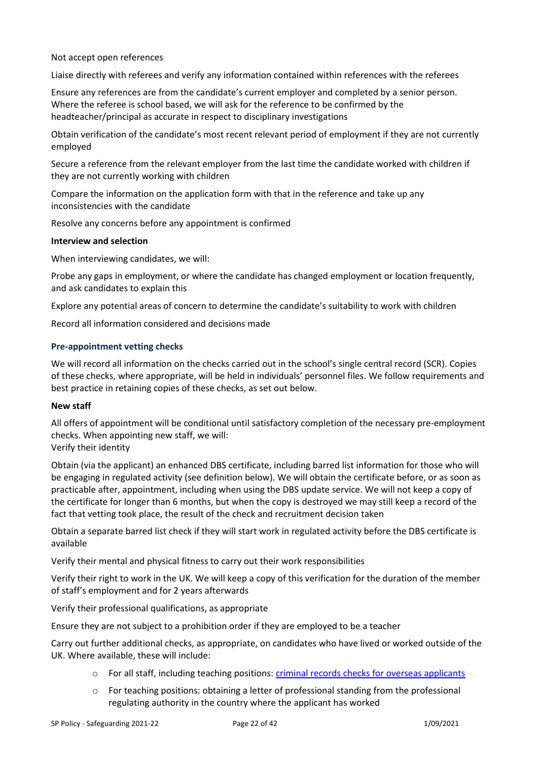Not accept open references

Liaise directly with referees and verify any information contained within references with the referees

Ensure any references are from the candidate's current employer and completed by a senior person. Where the referee is school based, we will ask for the reference to be confirmed by the headteacher/principal as accurate in respect to disciplinary investigations

Obtain verification of the candidate's most recent relevant period of employment if they are not currently employed

Secure a reference from the relevant employer from the last time the candidate worked with children if they are not currently working with children

Compare the information on the application form with that in the reference and take up any inconsistencies with the candidate

Resolve any concerns before any appointment is confirmed

**Interview and selection**

When interviewing candidates, we will:

Probe any gaps in employment, or where the candidate has changed employment or location frequently, and ask candidates to explain this

Explore any potential areas of concern to determine the candidate's suitability to work with children

Record all information considered and decisions made

### Pre-appointment vetting checks

We will record all information on the checks carried out in the school's single central record (SCR). Copies of these checks, where appropriate, will be held in individuals' personnel files. We follow requirements and best practice in retaining copies of these checks, as set out below.

**New staff**

All offers of appointment will be conditional until satisfactory completion of the necessary pre-employment checks. When appointing new staff, we will:
Verify their identity

Obtain (via the applicant) an enhanced DBS certificate, including barred list information for those who will be engaging in regulated activity (see definition below). We will obtain the certificate before, or as soon as practicable after, appointment, including when using the DBS update service. We will not keep a copy of the certificate for longer than 6 months, but when the copy is destroyed we may still keep a record of the fact that vetting took place, the result of the check and recruitment decision taken

Obtain a separate barred list check if they will start work in regulated activity before the DBS certificate is available

Verify their mental and physical fitness to carry out their work responsibilities

Verify their right to work in the UK. We will keep a copy of this verification for the duration of the member of staff's employment and for 2 years afterwards

Verify their professional qualifications, as appropriate

Ensure they are not subject to a prohibition order if they are employed to be a teacher

Carry out further additional checks, as appropriate, on candidates who have lived or worked outside of the UK. Where available, these will include:

- For all staff, including teaching positions: criminal records checks for overseas applicants
- For teaching positions: obtaining a letter of professional standing from the professional regulating authority in the country where the applicant has worked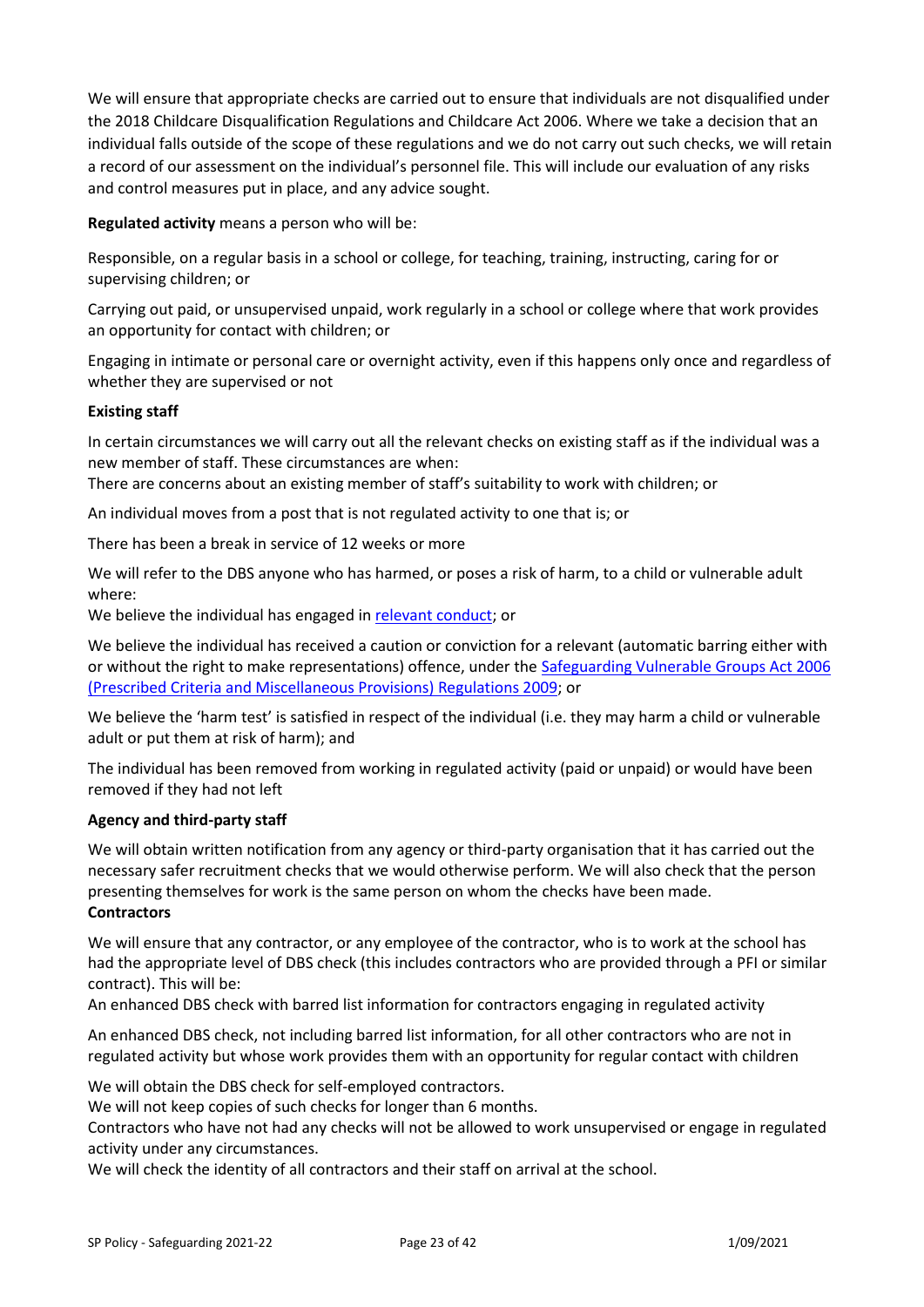We will ensure that appropriate checks are carried out to ensure that individuals are not disqualified under the 2018 Childcare Disqualification Regulations and Childcare Act 2006. Where we take a decision that an individual falls outside of the scope of these regulations and we do not carry out such checks, we will retain a record of our assessment on the individual's personnel file. This will include our evaluation of any risks and control measures put in place, and any advice sought.

**Regulated activity** means a person who will be:

Responsible, on a regular basis in a school or college, for teaching, training, instructing, caring for or supervising children; or

Carrying out paid, or unsupervised unpaid, work regularly in a school or college where that work provides an opportunity for contact with children; or

Engaging in intimate or personal care or overnight activity, even if this happens only once and regardless of whether they are supervised or not

**Existing staff**

In certain circumstances we will carry out all the relevant checks on existing staff as if the individual was a new member of staff. These circumstances are when:

There are concerns about an existing member of staff's suitability to work with children; or

An individual moves from a post that is not regulated activity to one that is; or

There has been a break in service of 12 weeks or more

We will refer to the DBS anyone who has harmed, or poses a risk of harm, to a child or vulnerable adult where:

We believe the individual has engaged in relevant conduct; or

We believe the individual has received a caution or conviction for a relevant (automatic barring either with or without the right to make representations) offence, under the Safeguarding Vulnerable Groups Act 2006 (Prescribed Criteria and Miscellaneous Provisions) Regulations 2009; or

We believe the 'harm test' is satisfied in respect of the individual (i.e. they may harm a child or vulnerable adult or put them at risk of harm); and

The individual has been removed from working in regulated activity (paid or unpaid) or would have been removed if they had not left

**Agency and third-party staff**

We will obtain written notification from any agency or third-party organisation that it has carried out the necessary safer recruitment checks that we would otherwise perform. We will also check that the person presenting themselves for work is the same person on whom the checks have been made.

**Contractors**

We will ensure that any contractor, or any employee of the contractor, who is to work at the school has had the appropriate level of DBS check (this includes contractors who are provided through a PFI or similar contract). This will be:

An enhanced DBS check with barred list information for contractors engaging in regulated activity

An enhanced DBS check, not including barred list information, for all other contractors who are not in regulated activity but whose work provides them with an opportunity for regular contact with children

We will obtain the DBS check for self-employed contractors.

We will not keep copies of such checks for longer than 6 months.

Contractors who have not had any checks will not be allowed to work unsupervised or engage in regulated activity under any circumstances.

We will check the identity of all contractors and their staff on arrival at the school.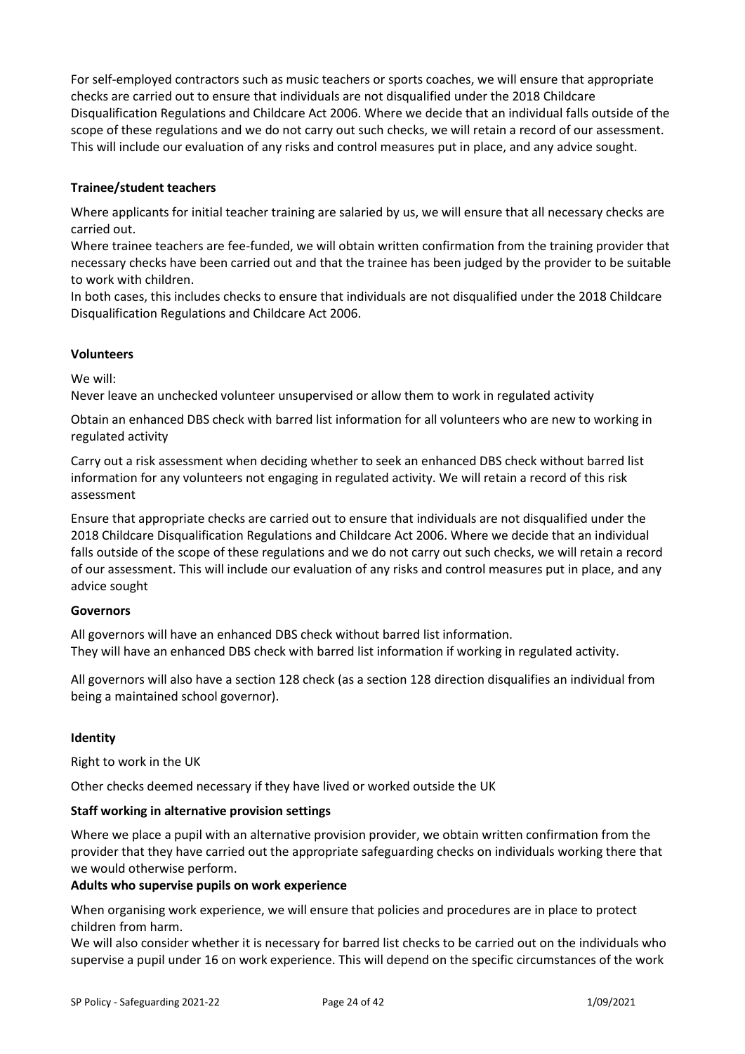For self-employed contractors such as music teachers or sports coaches, we will ensure that appropriate checks are carried out to ensure that individuals are not disqualified under the 2018 Childcare Disqualification Regulations and Childcare Act 2006. Where we decide that an individual falls outside of the scope of these regulations and we do not carry out such checks, we will retain a record of our assessment. This will include our evaluation of any risks and control measures put in place, and any advice sought.

**Trainee/student teachers**

Where applicants for initial teacher training are salaried by us, we will ensure that all necessary checks are carried out.

Where trainee teachers are fee-funded, we will obtain written confirmation from the training provider that necessary checks have been carried out and that the trainee has been judged by the provider to be suitable to work with children.

In both cases, this includes checks to ensure that individuals are not disqualified under the 2018 Childcare Disqualification Regulations and Childcare Act 2006.

**Volunteers**

We will:

Never leave an unchecked volunteer unsupervised or allow them to work in regulated activity

Obtain an enhanced DBS check with barred list information for all volunteers who are new to working in regulated activity

Carry out a risk assessment when deciding whether to seek an enhanced DBS check without barred list information for any volunteers not engaging in regulated activity. We will retain a record of this risk assessment

Ensure that appropriate checks are carried out to ensure that individuals are not disqualified under the 2018 Childcare Disqualification Regulations and Childcare Act 2006. Where we decide that an individual falls outside of the scope of these regulations and we do not carry out such checks, we will retain a record of our assessment. This will include our evaluation of any risks and control measures put in place, and any advice sought

**Governors**

All governors will have an enhanced DBS check without barred list information.
They will have an enhanced DBS check with barred list information if working in regulated activity.

All governors will also have a section 128 check (as a section 128 direction disqualifies an individual from being a maintained school governor).

**Identity**

Right to work in the UK

Other checks deemed necessary if they have lived or worked outside the UK

**Staff working in alternative provision settings**

Where we place a pupil with an alternative provision provider, we obtain written confirmation from the provider that they have carried out the appropriate safeguarding checks on individuals working there that we would otherwise perform.

**Adults who supervise pupils on work experience**

When organising work experience, we will ensure that policies and procedures are in place to protect children from harm.

We will also consider whether it is necessary for barred list checks to be carried out on the individuals who supervise a pupil under 16 on work experience. This will depend on the specific circumstances of the work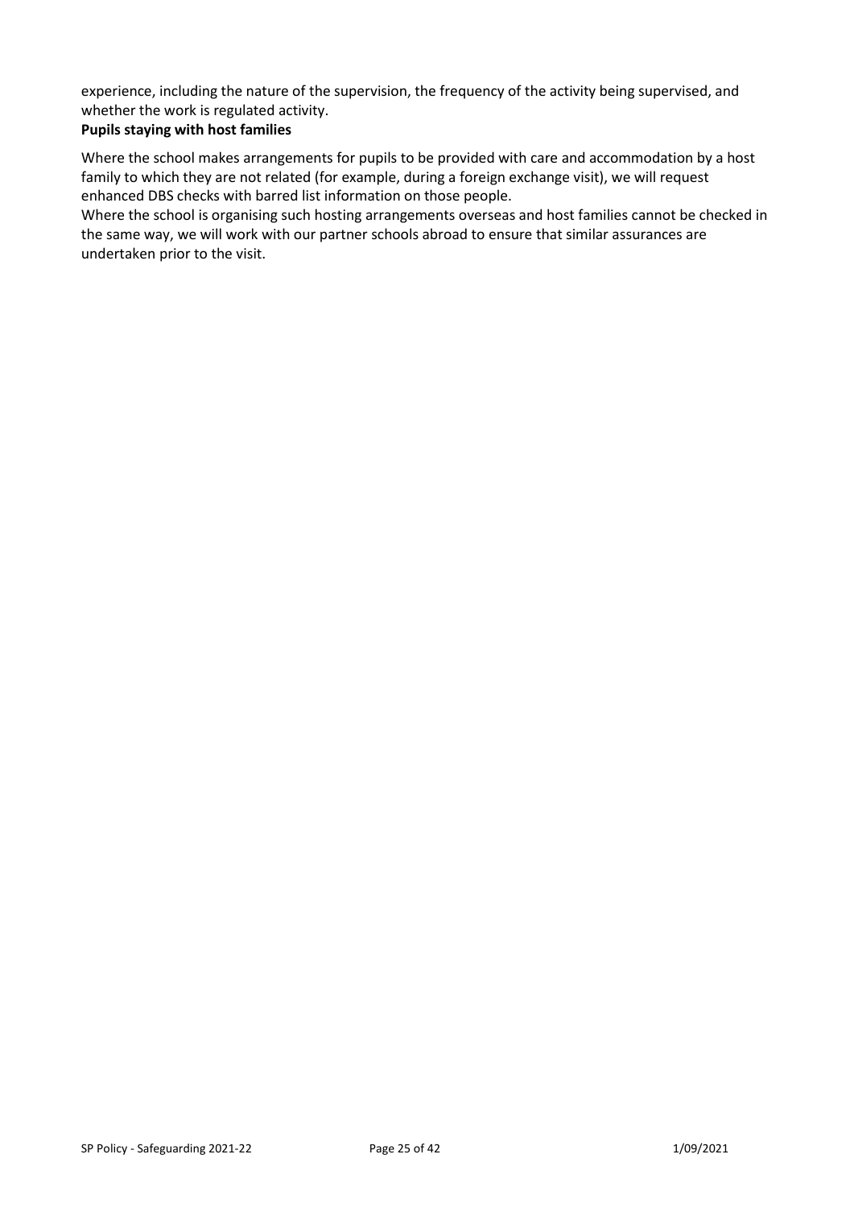experience, including the nature of the supervision, the frequency of the activity being supervised, and whether the work is regulated activity.

**Pupils staying with host families**

Where the school makes arrangements for pupils to be provided with care and accommodation by a host family to which they are not related (for example, during a foreign exchange visit), we will request enhanced DBS checks with barred list information on those people.

Where the school is organising such hosting arrangements overseas and host families cannot be checked in the same way, we will work with our partner schools abroad to ensure that similar assurances are undertaken prior to the visit.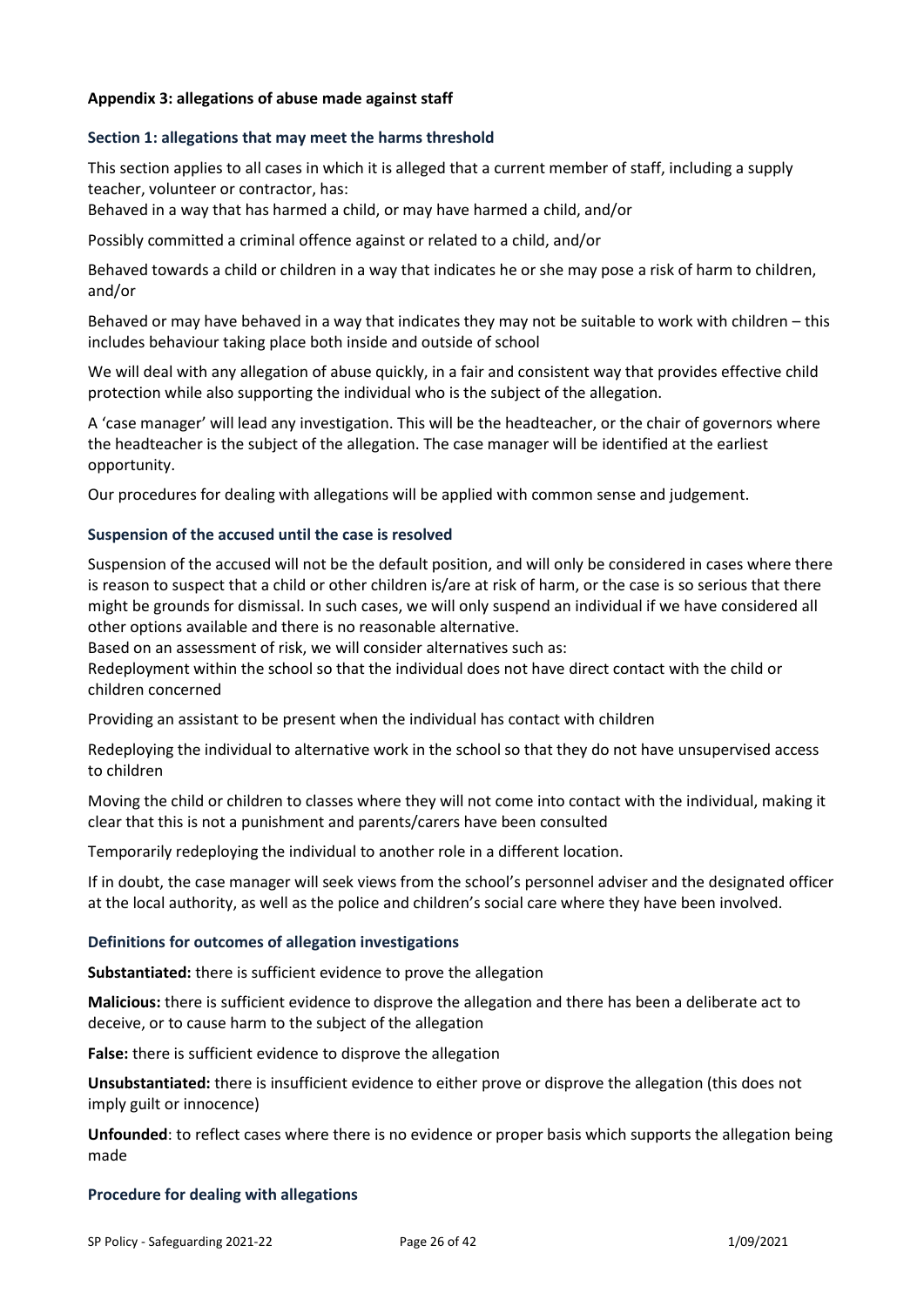**Appendix 3: allegations of abuse made against staff**

### Section 1: allegations that may meet the harms threshold

This section applies to all cases in which it is alleged that a current member of staff, including a supply teacher, volunteer or contractor, has:

Behaved in a way that has harmed a child, or may have harmed a child, and/or

Possibly committed a criminal offence against or related to a child, and/or

Behaved towards a child or children in a way that indicates he or she may pose a risk of harm to children, and/or

Behaved or may have behaved in a way that indicates they may not be suitable to work with children – this includes behaviour taking place both inside and outside of school

We will deal with any allegation of abuse quickly, in a fair and consistent way that provides effective child protection while also supporting the individual who is the subject of the allegation.

A 'case manager' will lead any investigation. This will be the headteacher, or the chair of governors where the headteacher is the subject of the allegation. The case manager will be identified at the earliest opportunity.

Our procedures for dealing with allegations will be applied with common sense and judgement.

### Suspension of the accused until the case is resolved

Suspension of the accused will not be the default position, and will only be considered in cases where there is reason to suspect that a child or other children is/are at risk of harm, or the case is so serious that there might be grounds for dismissal. In such cases, we will only suspend an individual if we have considered all other options available and there is no reasonable alternative.

Based on an assessment of risk, we will consider alternatives such as:

Redeployment within the school so that the individual does not have direct contact with the child or children concerned

Providing an assistant to be present when the individual has contact with children

Redeploying the individual to alternative work in the school so that they do not have unsupervised access to children

Moving the child or children to classes where they will not come into contact with the individual, making it clear that this is not a punishment and parents/carers have been consulted

Temporarily redeploying the individual to another role in a different location.

If in doubt, the case manager will seek views from the school's personnel adviser and the designated officer at the local authority, as well as the police and children's social care where they have been involved.

### Definitions for outcomes of allegation investigations

**Substantiated:** there is sufficient evidence to prove the allegation

**Malicious:** there is sufficient evidence to disprove the allegation and there has been a deliberate act to deceive, or to cause harm to the subject of the allegation

**False:** there is sufficient evidence to disprove the allegation

**Unsubstantiated:** there is insufficient evidence to either prove or disprove the allegation (this does not imply guilt or innocence)

**Unfounded**: to reflect cases where there is no evidence or proper basis which supports the allegation being made

### Procedure for dealing with allegations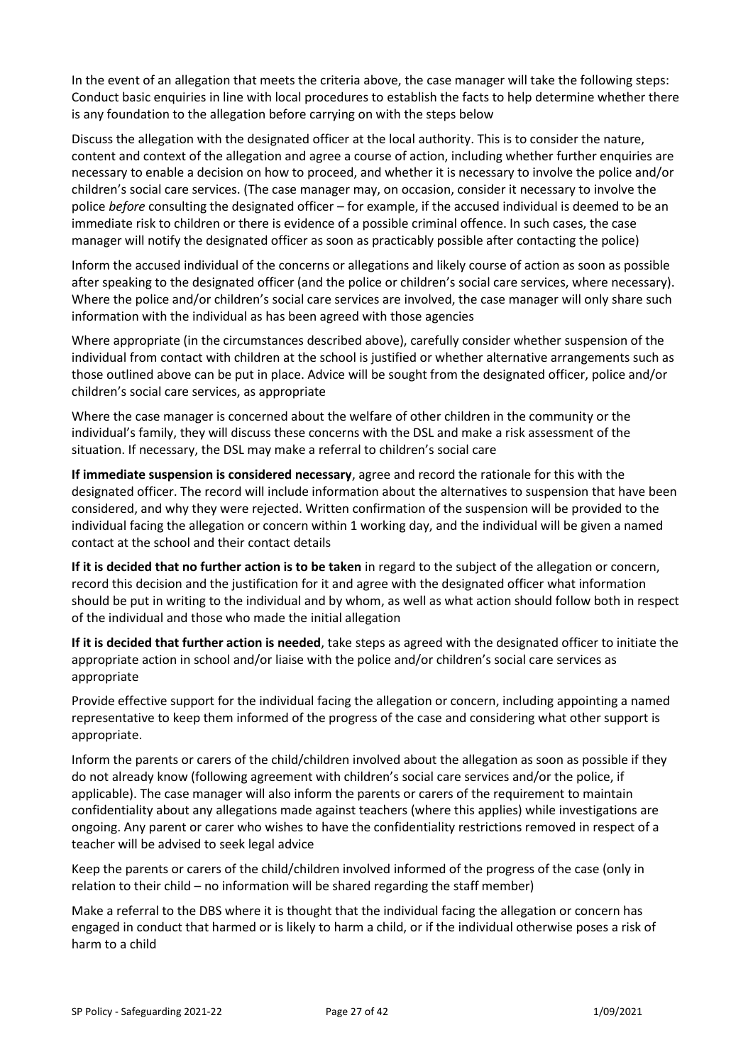In the event of an allegation that meets the criteria above, the case manager will take the following steps: Conduct basic enquiries in line with local procedures to establish the facts to help determine whether there is any foundation to the allegation before carrying on with the steps below

Discuss the allegation with the designated officer at the local authority. This is to consider the nature, content and context of the allegation and agree a course of action, including whether further enquiries are necessary to enable a decision on how to proceed, and whether it is necessary to involve the police and/or children's social care services. (The case manager may, on occasion, consider it necessary to involve the police *before* consulting the designated officer – for example, if the accused individual is deemed to be an immediate risk to children or there is evidence of a possible criminal offence. In such cases, the case manager will notify the designated officer as soon as practicably possible after contacting the police)

Inform the accused individual of the concerns or allegations and likely course of action as soon as possible after speaking to the designated officer (and the police or children's social care services, where necessary). Where the police and/or children's social care services are involved, the case manager will only share such information with the individual as has been agreed with those agencies

Where appropriate (in the circumstances described above), carefully consider whether suspension of the individual from contact with children at the school is justified or whether alternative arrangements such as those outlined above can be put in place. Advice will be sought from the designated officer, police and/or children's social care services, as appropriate

Where the case manager is concerned about the welfare of other children in the community or the individual's family, they will discuss these concerns with the DSL and make a risk assessment of the situation. If necessary, the DSL may make a referral to children's social care

**If immediate suspension is considered necessary**, agree and record the rationale for this with the designated officer. The record will include information about the alternatives to suspension that have been considered, and why they were rejected. Written confirmation of the suspension will be provided to the individual facing the allegation or concern within 1 working day, and the individual will be given a named contact at the school and their contact details

**If it is decided that no further action is to be taken** in regard to the subject of the allegation or concern, record this decision and the justification for it and agree with the designated officer what information should be put in writing to the individual and by whom, as well as what action should follow both in respect of the individual and those who made the initial allegation

**If it is decided that further action is needed**, take steps as agreed with the designated officer to initiate the appropriate action in school and/or liaise with the police and/or children's social care services as appropriate

Provide effective support for the individual facing the allegation or concern, including appointing a named representative to keep them informed of the progress of the case and considering what other support is appropriate.

Inform the parents or carers of the child/children involved about the allegation as soon as possible if they do not already know (following agreement with children's social care services and/or the police, if applicable). The case manager will also inform the parents or carers of the requirement to maintain confidentiality about any allegations made against teachers (where this applies) while investigations are ongoing. Any parent or carer who wishes to have the confidentiality restrictions removed in respect of a teacher will be advised to seek legal advice

Keep the parents or carers of the child/children involved informed of the progress of the case (only in relation to their child – no information will be shared regarding the staff member)

Make a referral to the DBS where it is thought that the individual facing the allegation or concern has engaged in conduct that harmed or is likely to harm a child, or if the individual otherwise poses a risk of harm to a child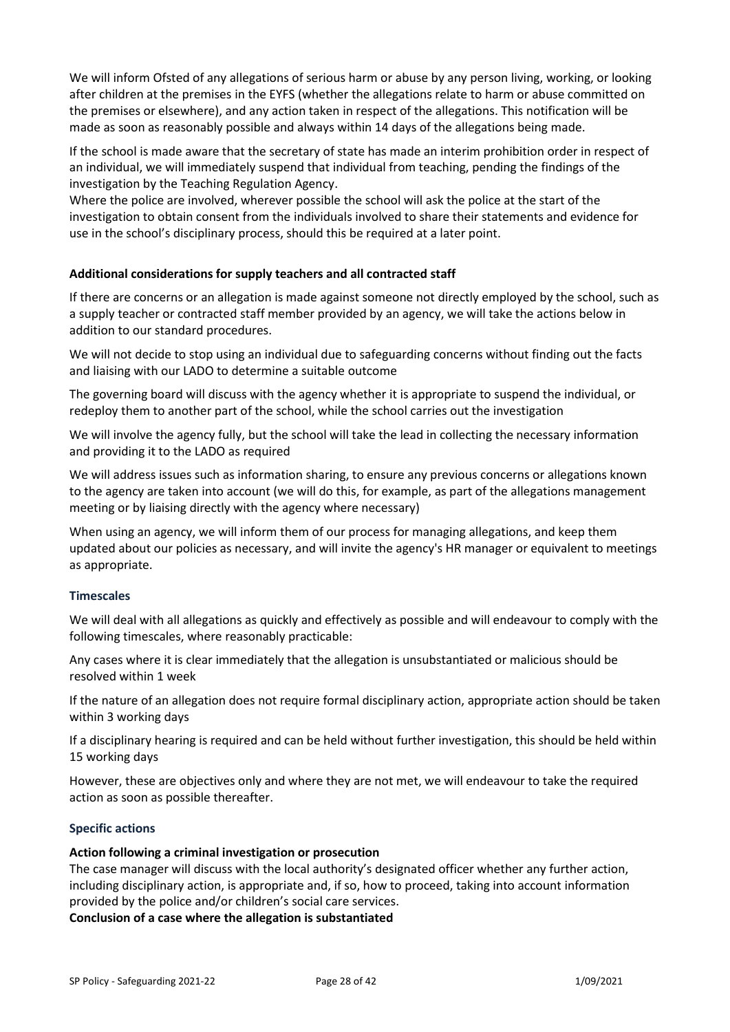We will inform Ofsted of any allegations of serious harm or abuse by any person living, working, or looking after children at the premises in the EYFS (whether the allegations relate to harm or abuse committed on the premises or elsewhere), and any action taken in respect of the allegations. This notification will be made as soon as reasonably possible and always within 14 days of the allegations being made.

If the school is made aware that the secretary of state has made an interim prohibition order in respect of an individual, we will immediately suspend that individual from teaching, pending the findings of the investigation by the Teaching Regulation Agency.

Where the police are involved, wherever possible the school will ask the police at the start of the investigation to obtain consent from the individuals involved to share their statements and evidence for use in the school's disciplinary process, should this be required at a later point.

**Additional considerations for supply teachers and all contracted staff**

If there are concerns or an allegation is made against someone not directly employed by the school, such as a supply teacher or contracted staff member provided by an agency, we will take the actions below in addition to our standard procedures.

We will not decide to stop using an individual due to safeguarding concerns without finding out the facts and liaising with our LADO to determine a suitable outcome

The governing board will discuss with the agency whether it is appropriate to suspend the individual, or redeploy them to another part of the school, while the school carries out the investigation

We will involve the agency fully, but the school will take the lead in collecting the necessary information and providing it to the LADO as required

We will address issues such as information sharing, to ensure any previous concerns or allegations known to the agency are taken into account (we will do this, for example, as part of the allegations management meeting or by liaising directly with the agency where necessary)

When using an agency, we will inform them of our process for managing allegations, and keep them updated about our policies as necessary, and will invite the agency's HR manager or equivalent to meetings as appropriate.

### Timescales

We will deal with all allegations as quickly and effectively as possible and will endeavour to comply with the following timescales, where reasonably practicable:

Any cases where it is clear immediately that the allegation is unsubstantiated or malicious should be resolved within 1 week

If the nature of an allegation does not require formal disciplinary action, appropriate action should be taken within 3 working days

If a disciplinary hearing is required and can be held without further investigation, this should be held within 15 working days

However, these are objectives only and where they are not met, we will endeavour to take the required action as soon as possible thereafter.

### Specific actions

**Action following a criminal investigation or prosecution**

The case manager will discuss with the local authority's designated officer whether any further action, including disciplinary action, is appropriate and, if so, how to proceed, taking into account information provided by the police and/or children's social care services.

**Conclusion of a case where the allegation is substantiated**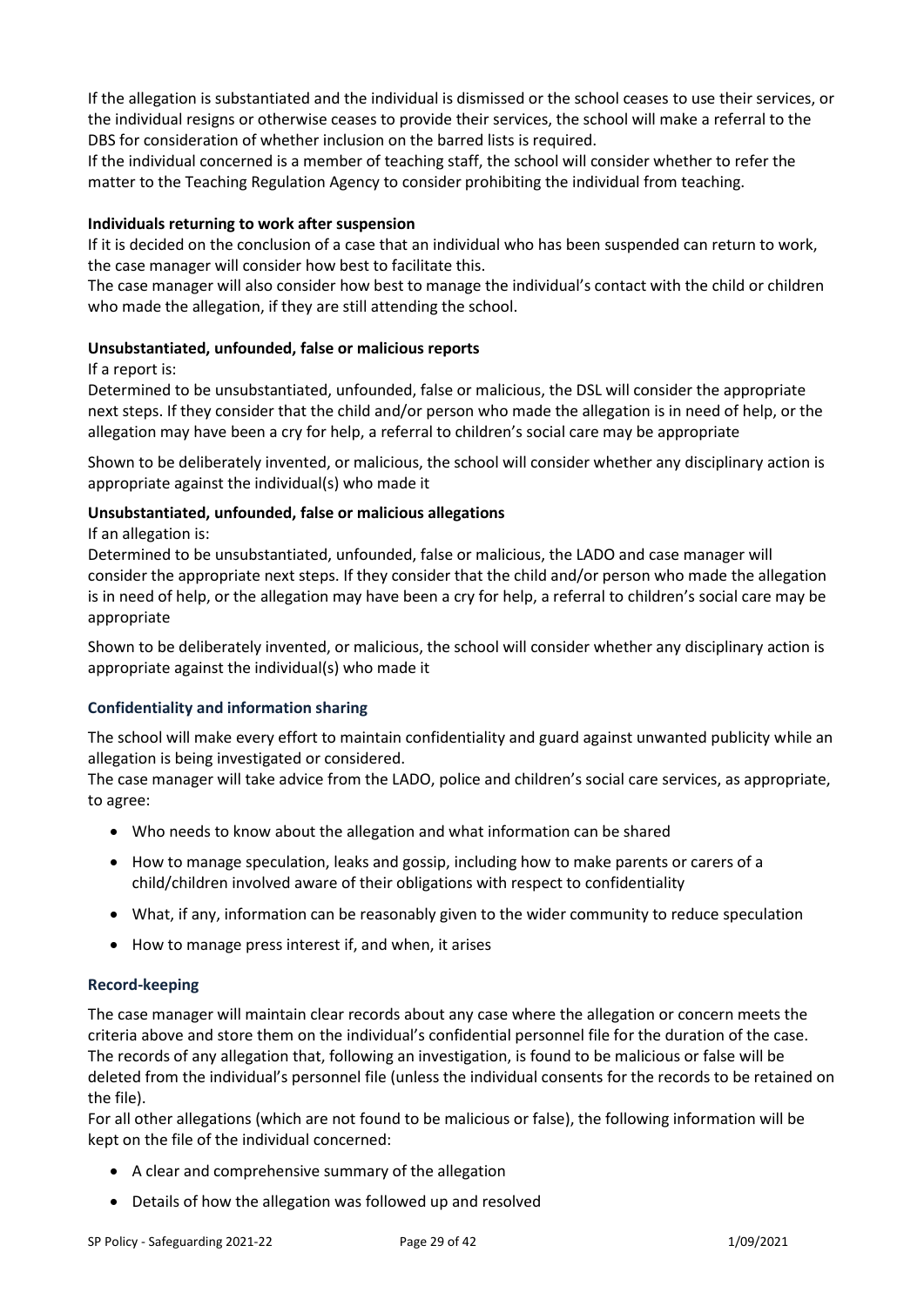If the allegation is substantiated and the individual is dismissed or the school ceases to use their services, or the individual resigns or otherwise ceases to provide their services, the school will make a referral to the DBS for consideration of whether inclusion on the barred lists is required.

If the individual concerned is a member of teaching staff, the school will consider whether to refer the matter to the Teaching Regulation Agency to consider prohibiting the individual from teaching.

**Individuals returning to work after suspension**

If it is decided on the conclusion of a case that an individual who has been suspended can return to work, the case manager will consider how best to facilitate this.

The case manager will also consider how best to manage the individual's contact with the child or children who made the allegation, if they are still attending the school.

**Unsubstantiated, unfounded, false or malicious reports**

If a report is:

Determined to be unsubstantiated, unfounded, false or malicious, the DSL will consider the appropriate next steps. If they consider that the child and/or person who made the allegation is in need of help, or the allegation may have been a cry for help, a referral to children's social care may be appropriate

Shown to be deliberately invented, or malicious, the school will consider whether any disciplinary action is appropriate against the individual(s) who made it

**Unsubstantiated, unfounded, false or malicious allegations**

If an allegation is:

Determined to be unsubstantiated, unfounded, false or malicious, the LADO and case manager will consider the appropriate next steps. If they consider that the child and/or person who made the allegation is in need of help, or the allegation may have been a cry for help, a referral to children's social care may be appropriate

Shown to be deliberately invented, or malicious, the school will consider whether any disciplinary action is appropriate against the individual(s) who made it

### Confidentiality and information sharing

The school will make every effort to maintain confidentiality and guard against unwanted publicity while an allegation is being investigated or considered.

The case manager will take advice from the LADO, police and children's social care services, as appropriate, to agree:

- Who needs to know about the allegation and what information can be shared
- How to manage speculation, leaks and gossip, including how to make parents or carers of a child/children involved aware of their obligations with respect to confidentiality
- What, if any, information can be reasonably given to the wider community to reduce speculation
- How to manage press interest if, and when, it arises

### Record-keeping

The case manager will maintain clear records about any case where the allegation or concern meets the criteria above and store them on the individual's confidential personnel file for the duration of the case.

The records of any allegation that, following an investigation, is found to be malicious or false will be deleted from the individual's personnel file (unless the individual consents for the records to be retained on the file).

For all other allegations (which are not found to be malicious or false), the following information will be kept on the file of the individual concerned:

- A clear and comprehensive summary of the allegation
- Details of how the allegation was followed up and resolved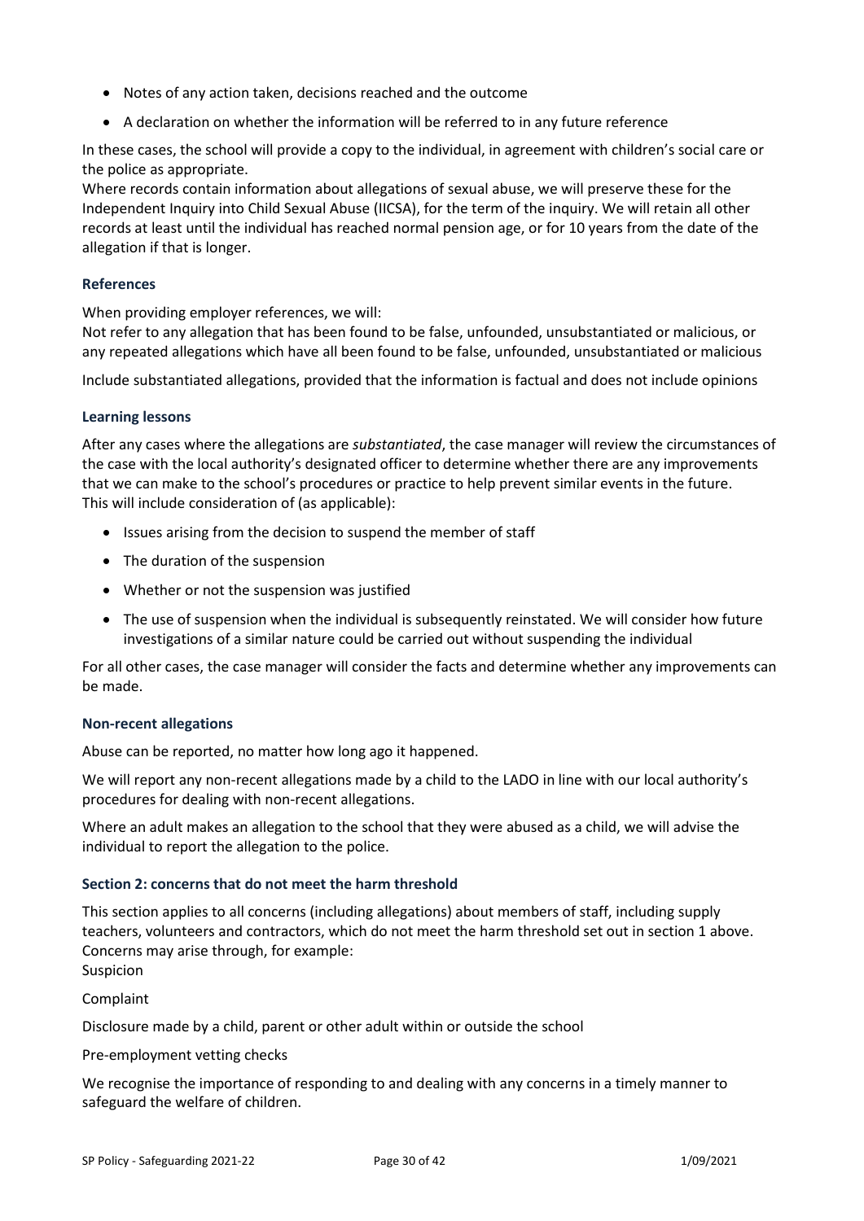- Notes of any action taken, decisions reached and the outcome
- A declaration on whether the information will be referred to in any future reference

In these cases, the school will provide a copy to the individual, in agreement with children's social care or the police as appropriate.

Where records contain information about allegations of sexual abuse, we will preserve these for the Independent Inquiry into Child Sexual Abuse (IICSA), for the term of the inquiry. We will retain all other records at least until the individual has reached normal pension age, or for 10 years from the date of the allegation if that is longer.

#### References

When providing employer references, we will:

Not refer to any allegation that has been found to be false, unfounded, unsubstantiated or malicious, or any repeated allegations which have all been found to be false, unfounded, unsubstantiated or malicious

Include substantiated allegations, provided that the information is factual and does not include opinions

#### Learning lessons

After any cases where the allegations are *substantiated*, the case manager will review the circumstances of the case with the local authority's designated officer to determine whether there are any improvements that we can make to the school's procedures or practice to help prevent similar events in the future. This will include consideration of (as applicable):

- Issues arising from the decision to suspend the member of staff
- The duration of the suspension
- Whether or not the suspension was justified
- The use of suspension when the individual is subsequently reinstated. We will consider how future investigations of a similar nature could be carried out without suspending the individual

For all other cases, the case manager will consider the facts and determine whether any improvements can be made.

#### Non-recent allegations

Abuse can be reported, no matter how long ago it happened.

We will report any non-recent allegations made by a child to the LADO in line with our local authority's procedures for dealing with non-recent allegations.

Where an adult makes an allegation to the school that they were abused as a child, we will advise the individual to report the allegation to the police.

#### Section 2: concerns that do not meet the harm threshold

This section applies to all concerns (including allegations) about members of staff, including supply teachers, volunteers and contractors, which do not meet the harm threshold set out in section 1 above. Concerns may arise through, for example:

Suspicion

Complaint

Disclosure made by a child, parent or other adult within or outside the school

Pre-employment vetting checks

We recognise the importance of responding to and dealing with any concerns in a timely manner to safeguard the welfare of children.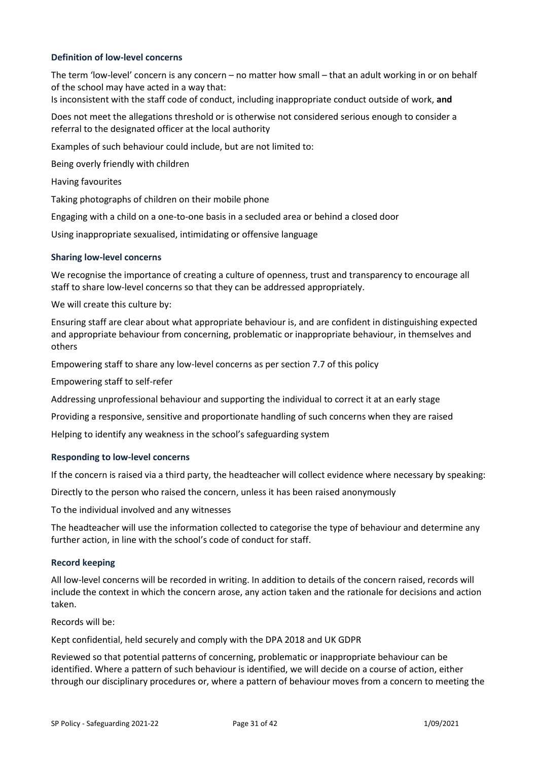### Definition of low-level concerns

The term 'low-level' concern is any concern – no matter how small – that an adult working in or on behalf of the school may have acted in a way that:

Is inconsistent with the staff code of conduct, including inappropriate conduct outside of work, **and**

Does not meet the allegations threshold or is otherwise not considered serious enough to consider a referral to the designated officer at the local authority

Examples of such behaviour could include, but are not limited to:

Being overly friendly with children

Having favourites

Taking photographs of children on their mobile phone

Engaging with a child on a one-to-one basis in a secluded area or behind a closed door

Using inappropriate sexualised, intimidating or offensive language

### Sharing low-level concerns

We recognise the importance of creating a culture of openness, trust and transparency to encourage all staff to share low-level concerns so that they can be addressed appropriately.

We will create this culture by:

Ensuring staff are clear about what appropriate behaviour is, and are confident in distinguishing expected and appropriate behaviour from concerning, problematic or inappropriate behaviour, in themselves and others

Empowering staff to share any low-level concerns as per section 7.7 of this policy

Empowering staff to self-refer

Addressing unprofessional behaviour and supporting the individual to correct it at an early stage

Providing a responsive, sensitive and proportionate handling of such concerns when they are raised

Helping to identify any weakness in the school's safeguarding system

### Responding to low-level concerns

If the concern is raised via a third party, the headteacher will collect evidence where necessary by speaking:

Directly to the person who raised the concern, unless it has been raised anonymously

To the individual involved and any witnesses

The headteacher will use the information collected to categorise the type of behaviour and determine any further action, in line with the school's code of conduct for staff.

### Record keeping

All low-level concerns will be recorded in writing. In addition to details of the concern raised, records will include the context in which the concern arose, any action taken and the rationale for decisions and action taken.

Records will be:

Kept confidential, held securely and comply with the DPA 2018 and UK GDPR

Reviewed so that potential patterns of concerning, problematic or inappropriate behaviour can be identified. Where a pattern of such behaviour is identified, we will decide on a course of action, either through our disciplinary procedures or, where a pattern of behaviour moves from a concern to meeting the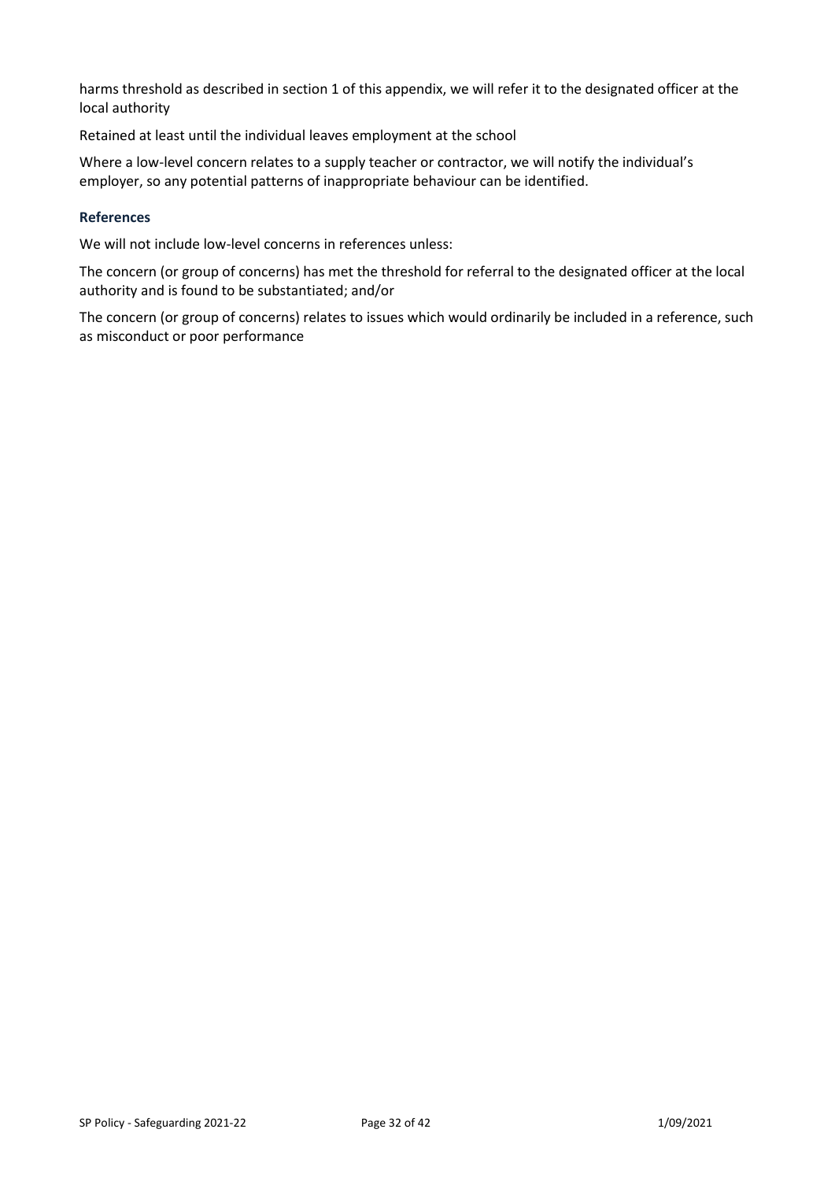harms threshold as described in section 1 of this appendix, we will refer it to the designated officer at the local authority

Retained at least until the individual leaves employment at the school

Where a low-level concern relates to a supply teacher or contractor, we will notify the individual's employer, so any potential patterns of inappropriate behaviour can be identified.

### References

We will not include low-level concerns in references unless:

The concern (or group of concerns) has met the threshold for referral to the designated officer at the local authority and is found to be substantiated; and/or

The concern (or group of concerns) relates to issues which would ordinarily be included in a reference, such as misconduct or poor performance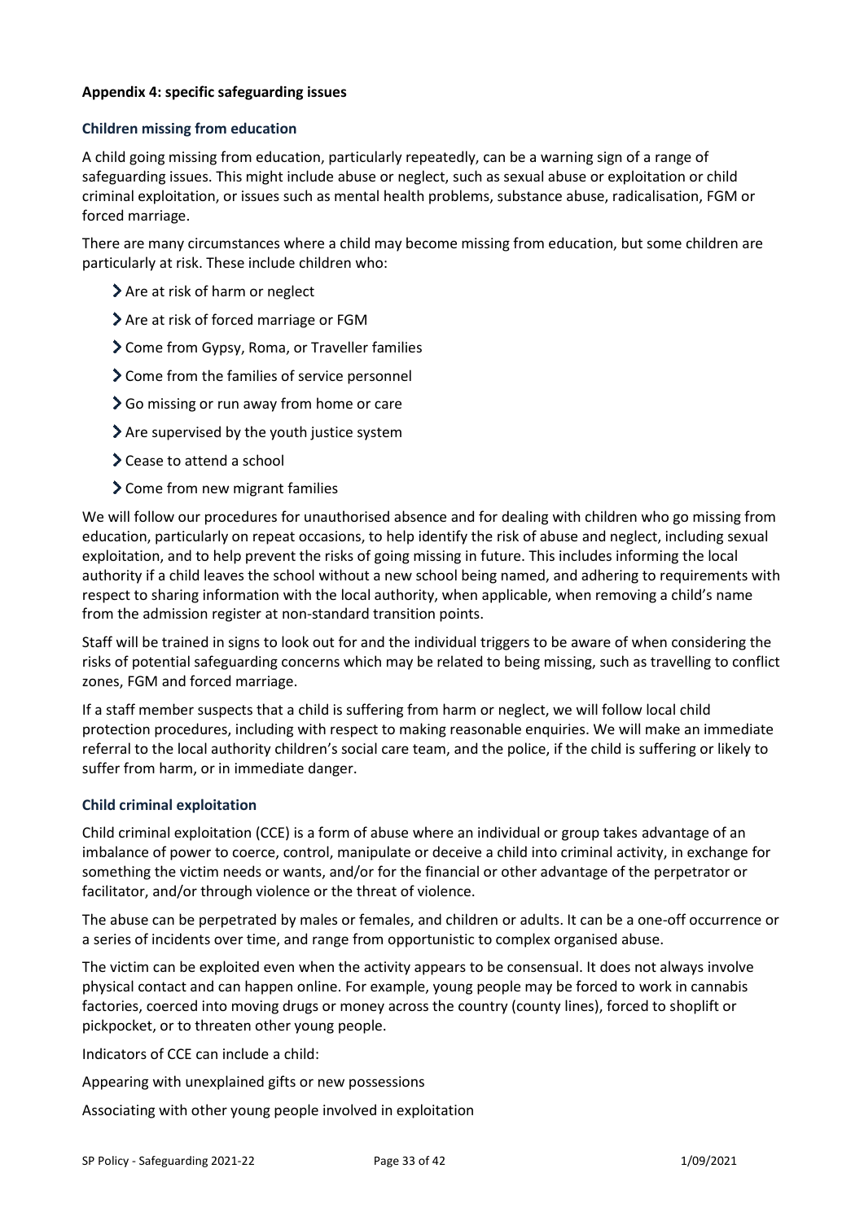**Appendix 4: specific safeguarding issues**

### Children missing from education

A child going missing from education, particularly repeatedly, can be a warning sign of a range of safeguarding issues. This might include abuse or neglect, such as sexual abuse or exploitation or child criminal exploitation, or issues such as mental health problems, substance abuse, radicalisation, FGM or forced marriage.

There are many circumstances where a child may become missing from education, but some children are particularly at risk. These include children who:

- Are at risk of harm or neglect
- Are at risk of forced marriage or FGM
- Come from Gypsy, Roma, or Traveller families
- Come from the families of service personnel
- Go missing or run away from home or care
- Are supervised by the youth justice system
- Cease to attend a school
- Come from new migrant families

We will follow our procedures for unauthorised absence and for dealing with children who go missing from education, particularly on repeat occasions, to help identify the risk of abuse and neglect, including sexual exploitation, and to help prevent the risks of going missing in future. This includes informing the local authority if a child leaves the school without a new school being named, and adhering to requirements with respect to sharing information with the local authority, when applicable, when removing a child's name from the admission register at non-standard transition points.

Staff will be trained in signs to look out for and the individual triggers to be aware of when considering the risks of potential safeguarding concerns which may be related to being missing, such as travelling to conflict zones, FGM and forced marriage.

If a staff member suspects that a child is suffering from harm or neglect, we will follow local child protection procedures, including with respect to making reasonable enquiries. We will make an immediate referral to the local authority children's social care team, and the police, if the child is suffering or likely to suffer from harm, or in immediate danger.

### Child criminal exploitation

Child criminal exploitation (CCE) is a form of abuse where an individual or group takes advantage of an imbalance of power to coerce, control, manipulate or deceive a child into criminal activity, in exchange for something the victim needs or wants, and/or for the financial or other advantage of the perpetrator or facilitator, and/or through violence or the threat of violence.

The abuse can be perpetrated by males or females, and children or adults. It can be a one-off occurrence or a series of incidents over time, and range from opportunistic to complex organised abuse.

The victim can be exploited even when the activity appears to be consensual. It does not always involve physical contact and can happen online. For example, young people may be forced to work in cannabis factories, coerced into moving drugs or money across the country (county lines), forced to shoplift or pickpocket, or to threaten other young people.

Indicators of CCE can include a child:

Appearing with unexplained gifts or new possessions

Associating with other young people involved in exploitation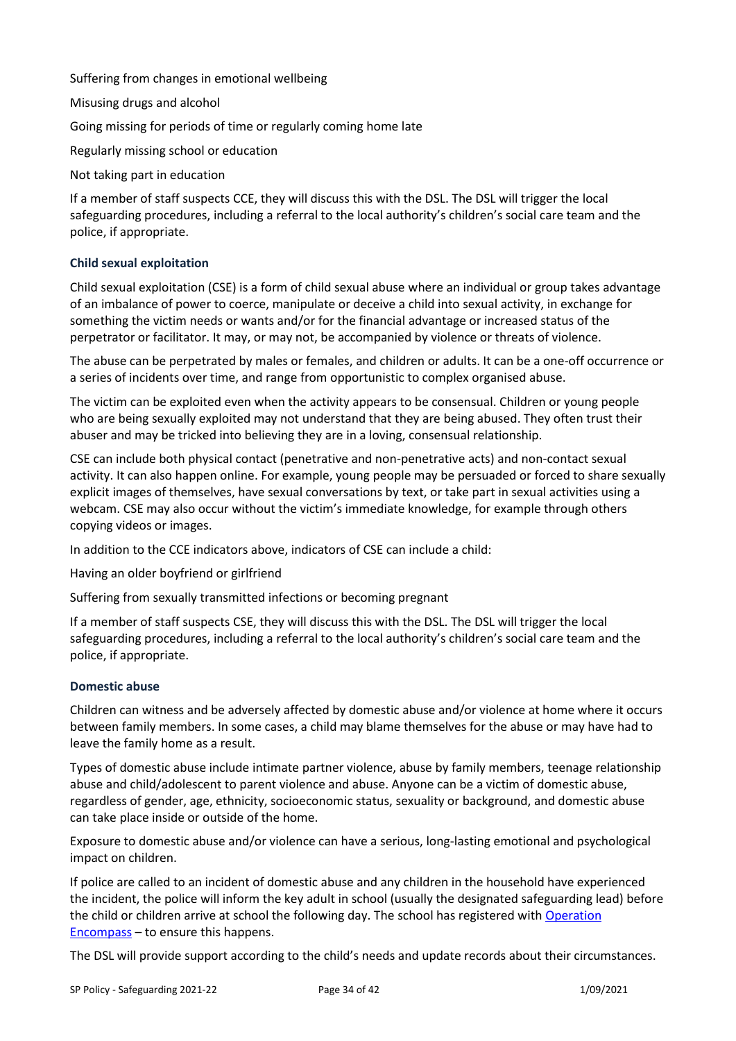Suffering from changes in emotional wellbeing

Misusing drugs and alcohol

Going missing for periods of time or regularly coming home late

Regularly missing school or education

Not taking part in education

If a member of staff suspects CCE, they will discuss this with the DSL. The DSL will trigger the local safeguarding procedures, including a referral to the local authority's children's social care team and the police, if appropriate.

### Child sexual exploitation

Child sexual exploitation (CSE) is a form of child sexual abuse where an individual or group takes advantage of an imbalance of power to coerce, manipulate or deceive a child into sexual activity, in exchange for something the victim needs or wants and/or for the financial advantage or increased status of the perpetrator or facilitator. It may, or may not, be accompanied by violence or threats of violence.

The abuse can be perpetrated by males or females, and children or adults. It can be a one-off occurrence or a series of incidents over time, and range from opportunistic to complex organised abuse.

The victim can be exploited even when the activity appears to be consensual. Children or young people who are being sexually exploited may not understand that they are being abused. They often trust their abuser and may be tricked into believing they are in a loving, consensual relationship.

CSE can include both physical contact (penetrative and non-penetrative acts) and non-contact sexual activity. It can also happen online. For example, young people may be persuaded or forced to share sexually explicit images of themselves, have sexual conversations by text, or take part in sexual activities using a webcam. CSE may also occur without the victim's immediate knowledge, for example through others copying videos or images.

In addition to the CCE indicators above, indicators of CSE can include a child:

Having an older boyfriend or girlfriend

Suffering from sexually transmitted infections or becoming pregnant

If a member of staff suspects CSE, they will discuss this with the DSL. The DSL will trigger the local safeguarding procedures, including a referral to the local authority's children's social care team and the police, if appropriate.

### Domestic abuse

Children can witness and be adversely affected by domestic abuse and/or violence at home where it occurs between family members. In some cases, a child may blame themselves for the abuse or may have had to leave the family home as a result.

Types of domestic abuse include intimate partner violence, abuse by family members, teenage relationship abuse and child/adolescent to parent violence and abuse. Anyone can be a victim of domestic abuse, regardless of gender, age, ethnicity, socioeconomic status, sexuality or background, and domestic abuse can take place inside or outside of the home.

Exposure to domestic abuse and/or violence can have a serious, long-lasting emotional and psychological impact on children.

If police are called to an incident of domestic abuse and any children in the household have experienced the incident, the police will inform the key adult in school (usually the designated safeguarding lead) before the child or children arrive at school the following day. The school has registered with Operation Encompass – to ensure this happens.

The DSL will provide support according to the child's needs and update records about their circumstances.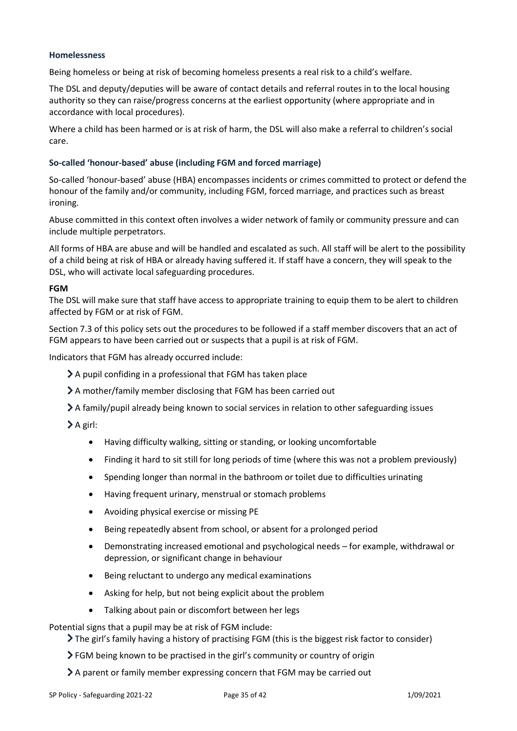### Homelessness

Being homeless or being at risk of becoming homeless presents a real risk to a child's welfare.

The DSL and deputy/deputies will be aware of contact details and referral routes in to the local housing authority so they can raise/progress concerns at the earliest opportunity (where appropriate and in accordance with local procedures).

Where a child has been harmed or is at risk of harm, the DSL will also make a referral to children's social care.

### So-called 'honour-based' abuse (including FGM and forced marriage)

So-called 'honour-based' abuse (HBA) encompasses incidents or crimes committed to protect or defend the honour of the family and/or community, including FGM, forced marriage, and practices such as breast ironing.

Abuse committed in this context often involves a wider network of family or community pressure and can include multiple perpetrators.

All forms of HBA are abuse and will be handled and escalated as such. All staff will be alert to the possibility of a child being at risk of HBA or already having suffered it. If staff have a concern, they will speak to the DSL, who will activate local safeguarding procedures.

**FGM**

The DSL will make sure that staff have access to appropriate training to equip them to be alert to children affected by FGM or at risk of FGM.

Section 7.3 of this policy sets out the procedures to be followed if a staff member discovers that an act of FGM appears to have been carried out or suspects that a pupil is at risk of FGM.

Indicators that FGM has already occurred include:

- A pupil confiding in a professional that FGM has taken place
- A mother/family member disclosing that FGM has been carried out
- A family/pupil already being known to social services in relation to other safeguarding issues
- A girl:
  - Having difficulty walking, sitting or standing, or looking uncomfortable
  - Finding it hard to sit still for long periods of time (where this was not a problem previously)
  - Spending longer than normal in the bathroom or toilet due to difficulties urinating
  - Having frequent urinary, menstrual or stomach problems
  - Avoiding physical exercise or missing PE
  - Being repeatedly absent from school, or absent for a prolonged period
  - Demonstrating increased emotional and psychological needs – for example, withdrawal or depression, or significant change in behaviour
  - Being reluctant to undergo any medical examinations
  - Asking for help, but not being explicit about the problem
  - Talking about pain or discomfort between her legs

Potential signs that a pupil may be at risk of FGM include:

- The girl's family having a history of practising FGM (this is the biggest risk factor to consider)
- FGM being known to be practised in the girl's community or country of origin
- A parent or family member expressing concern that FGM may be carried out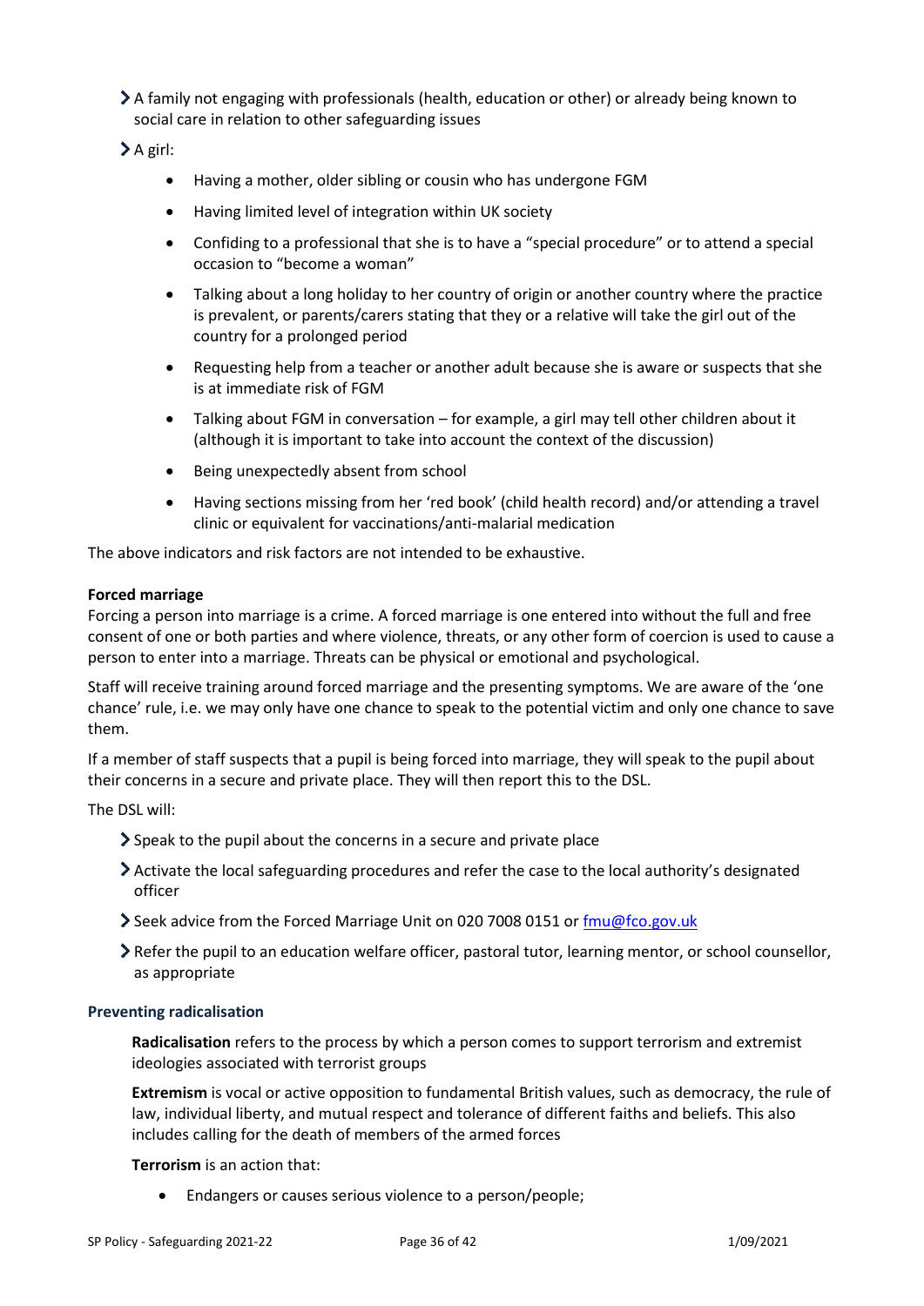- A family not engaging with professionals (health, education or other) or already being known to social care in relation to other safeguarding issues
- A girl:
    - Having a mother, older sibling or cousin who has undergone FGM
    - Having limited level of integration within UK society
    - Confiding to a professional that she is to have a "special procedure" or to attend a special occasion to "become a woman"
    - Talking about a long holiday to her country of origin or another country where the practice is prevalent, or parents/carers stating that they or a relative will take the girl out of the country for a prolonged period
    - Requesting help from a teacher or another adult because she is aware or suspects that she is at immediate risk of FGM
    - Talking about FGM in conversation – for example, a girl may tell other children about it (although it is important to take into account the context of the discussion)
    - Being unexpectedly absent from school
    - Having sections missing from her 'red book' (child health record) and/or attending a travel clinic or equivalent for vaccinations/anti-malarial medication

The above indicators and risk factors are not intended to be exhaustive.

**Forced marriage**

Forcing a person into marriage is a crime. A forced marriage is one entered into without the full and free consent of one or both parties and where violence, threats, or any other form of coercion is used to cause a person to enter into a marriage. Threats can be physical or emotional and psychological.

Staff will receive training around forced marriage and the presenting symptoms. We are aware of the 'one chance' rule, i.e. we may only have one chance to speak to the potential victim and only one chance to save them.

If a member of staff suspects that a pupil is being forced into marriage, they will speak to the pupil about their concerns in a secure and private place. They will then report this to the DSL.

The DSL will:

- Speak to the pupil about the concerns in a secure and private place
- Activate the local safeguarding procedures and refer the case to the local authority's designated officer
- Seek advice from the Forced Marriage Unit on 020 7008 0151 or fmu@fco.gov.uk
- Refer the pupil to an education welfare officer, pastoral tutor, learning mentor, or school counsellor, as appropriate

**Preventing radicalisation**

**Radicalisation** refers to the process by which a person comes to support terrorism and extremist ideologies associated with terrorist groups

**Extremism** is vocal or active opposition to fundamental British values, such as democracy, the rule of law, individual liberty, and mutual respect and tolerance of different faiths and beliefs. This also includes calling for the death of members of the armed forces

**Terrorism** is an action that:

- Endangers or causes serious violence to a person/people;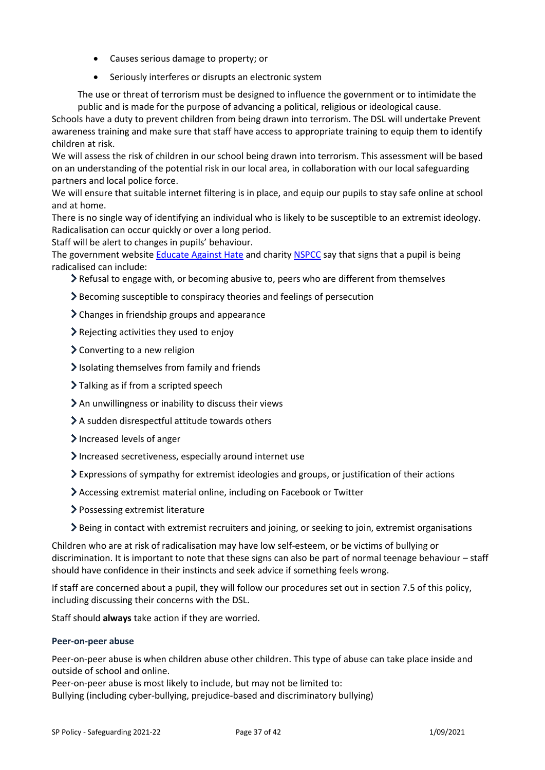- Causes serious damage to property; or
- Seriously interferes or disrupts an electronic system

The use or threat of terrorism must be designed to influence the government or to intimidate the public and is made for the purpose of advancing a political, religious or ideological cause.

Schools have a duty to prevent children from being drawn into terrorism. The DSL will undertake Prevent awareness training and make sure that staff have access to appropriate training to equip them to identify children at risk.

We will assess the risk of children in our school being drawn into terrorism. This assessment will be based on an understanding of the potential risk in our local area, in collaboration with our local safeguarding partners and local police force.

We will ensure that suitable internet filtering is in place, and equip our pupils to stay safe online at school and at home.

There is no single way of identifying an individual who is likely to be susceptible to an extremist ideology. Radicalisation can occur quickly or over a long period.

Staff will be alert to changes in pupils' behaviour.

The government website Educate Against Hate and charity NSPCC say that signs that a pupil is being radicalised can include:

- Refusal to engage with, or becoming abusive to, peers who are different from themselves
- Becoming susceptible to conspiracy theories and feelings of persecution
- Changes in friendship groups and appearance
- Rejecting activities they used to enjoy
- Converting to a new religion
- Isolating themselves from family and friends
- Talking as if from a scripted speech
- An unwillingness or inability to discuss their views
- A sudden disrespectful attitude towards others
- Increased levels of anger
- Increased secretiveness, especially around internet use
- Expressions of sympathy for extremist ideologies and groups, or justification of their actions
- Accessing extremist material online, including on Facebook or Twitter
- Possessing extremist literature
- Being in contact with extremist recruiters and joining, or seeking to join, extremist organisations

Children who are at risk of radicalisation may have low self-esteem, or be victims of bullying or discrimination. It is important to note that these signs can also be part of normal teenage behaviour – staff should have confidence in their instincts and seek advice if something feels wrong.

If staff are concerned about a pupil, they will follow our procedures set out in section 7.5 of this policy, including discussing their concerns with the DSL.

Staff should **always** take action if they are worried.

#### Peer-on-peer abuse

Peer-on-peer abuse is when children abuse other children. This type of abuse can take place inside and outside of school and online.

Peer-on-peer abuse is most likely to include, but may not be limited to:

Bullying (including cyber-bullying, prejudice-based and discriminatory bullying)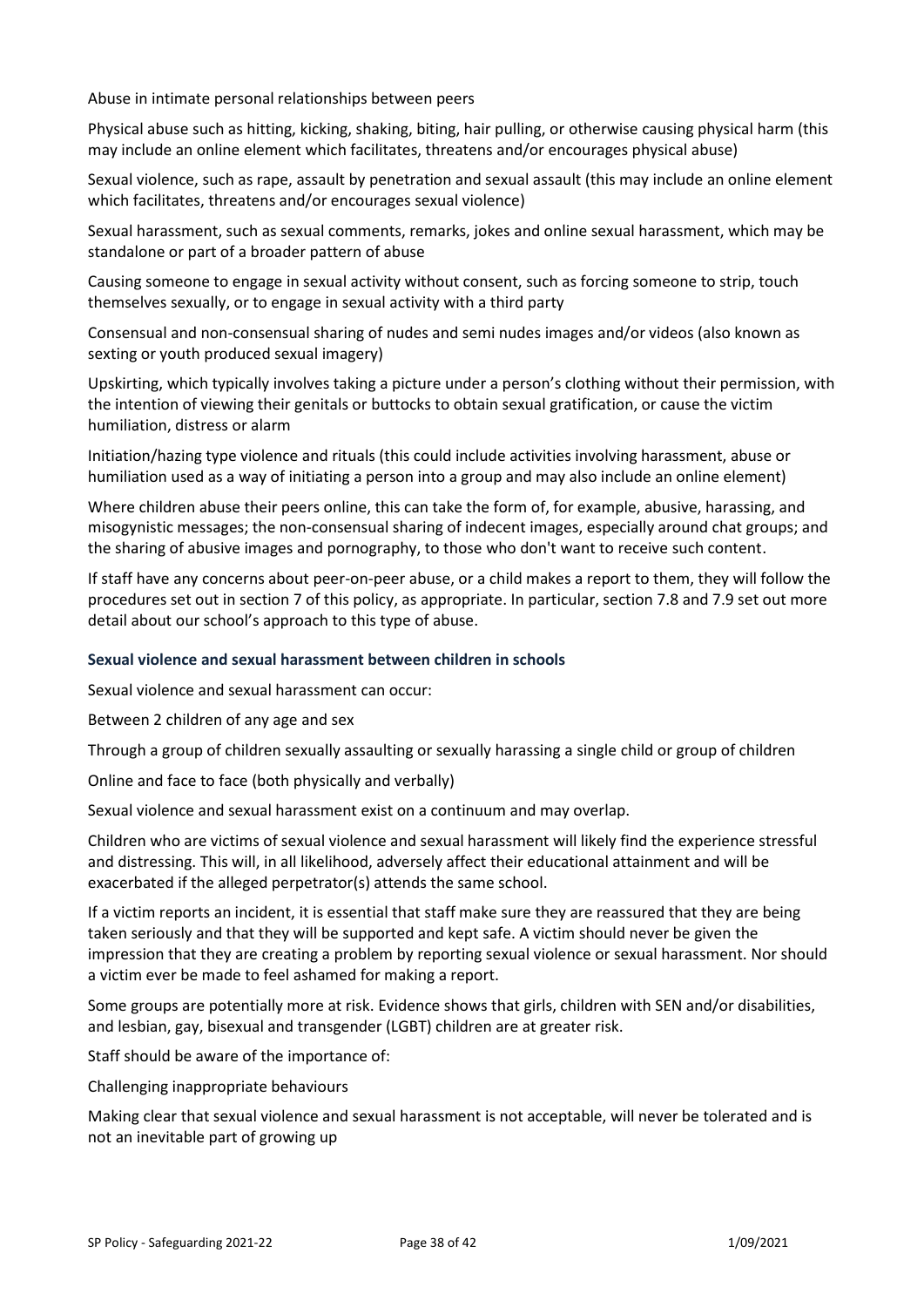Abuse in intimate personal relationships between peers

Physical abuse such as hitting, kicking, shaking, biting, hair pulling, or otherwise causing physical harm (this may include an online element which facilitates, threatens and/or encourages physical abuse)

Sexual violence, such as rape, assault by penetration and sexual assault (this may include an online element which facilitates, threatens and/or encourages sexual violence)

Sexual harassment, such as sexual comments, remarks, jokes and online sexual harassment, which may be standalone or part of a broader pattern of abuse

Causing someone to engage in sexual activity without consent, such as forcing someone to strip, touch themselves sexually, or to engage in sexual activity with a third party

Consensual and non-consensual sharing of nudes and semi nudes images and/or videos (also known as sexting or youth produced sexual imagery)

Upskirting, which typically involves taking a picture under a person's clothing without their permission, with the intention of viewing their genitals or buttocks to obtain sexual gratification, or cause the victim humiliation, distress or alarm

Initiation/hazing type violence and rituals (this could include activities involving harassment, abuse or humiliation used as a way of initiating a person into a group and may also include an online element)

Where children abuse their peers online, this can take the form of, for example, abusive, harassing, and misogynistic messages; the non-consensual sharing of indecent images, especially around chat groups; and the sharing of abusive images and pornography, to those who don't want to receive such content.

If staff have any concerns about peer-on-peer abuse, or a child makes a report to them, they will follow the procedures set out in section 7 of this policy, as appropriate. In particular, section 7.8 and 7.9 set out more detail about our school's approach to this type of abuse.

### Sexual violence and sexual harassment between children in schools

Sexual violence and sexual harassment can occur:

Between 2 children of any age and sex

Through a group of children sexually assaulting or sexually harassing a single child or group of children

Online and face to face (both physically and verbally)

Sexual violence and sexual harassment exist on a continuum and may overlap.

Children who are victims of sexual violence and sexual harassment will likely find the experience stressful and distressing. This will, in all likelihood, adversely affect their educational attainment and will be exacerbated if the alleged perpetrator(s) attends the same school.

If a victim reports an incident, it is essential that staff make sure they are reassured that they are being taken seriously and that they will be supported and kept safe. A victim should never be given the impression that they are creating a problem by reporting sexual violence or sexual harassment. Nor should a victim ever be made to feel ashamed for making a report.

Some groups are potentially more at risk. Evidence shows that girls, children with SEN and/or disabilities, and lesbian, gay, bisexual and transgender (LGBT) children are at greater risk.

Staff should be aware of the importance of:

Challenging inappropriate behaviours

Making clear that sexual violence and sexual harassment is not acceptable, will never be tolerated and is not an inevitable part of growing up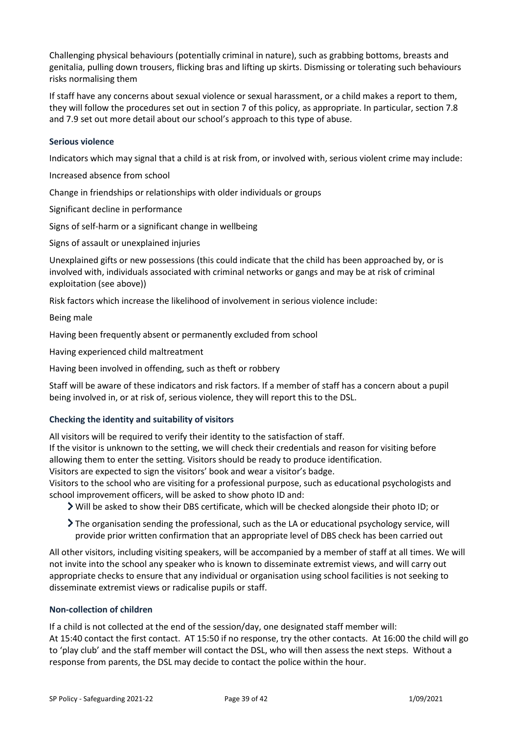Challenging physical behaviours (potentially criminal in nature), such as grabbing bottoms, breasts and genitalia, pulling down trousers, flicking bras and lifting up skirts. Dismissing or tolerating such behaviours risks normalising them

If staff have any concerns about sexual violence or sexual harassment, or a child makes a report to them, they will follow the procedures set out in section 7 of this policy, as appropriate. In particular, section 7.8 and 7.9 set out more detail about our school's approach to this type of abuse.

### Serious violence

Indicators which may signal that a child is at risk from, or involved with, serious violent crime may include:

Increased absence from school

Change in friendships or relationships with older individuals or groups

Significant decline in performance

Signs of self-harm or a significant change in wellbeing

Signs of assault or unexplained injuries

Unexplained gifts or new possessions (this could indicate that the child has been approached by, or is involved with, individuals associated with criminal networks or gangs and may be at risk of criminal exploitation (see above))

Risk factors which increase the likelihood of involvement in serious violence include:

Being male

Having been frequently absent or permanently excluded from school

Having experienced child maltreatment

Having been involved in offending, such as theft or robbery

Staff will be aware of these indicators and risk factors. If a member of staff has a concern about a pupil being involved in, or at risk of, serious violence, they will report this to the DSL.

### Checking the identity and suitability of visitors

All visitors will be required to verify their identity to the satisfaction of staff.
If the visitor is unknown to the setting, we will check their credentials and reason for visiting before allowing them to enter the setting. Visitors should be ready to produce identification.
Visitors are expected to sign the visitors' book and wear a visitor's badge.
Visitors to the school who are visiting for a professional purpose, such as educational psychologists and school improvement officers, will be asked to show photo ID and:

- Will be asked to show their DBS certificate, which will be checked alongside their photo ID; or
- The organisation sending the professional, such as the LA or educational psychology service, will provide prior written confirmation that an appropriate level of DBS check has been carried out

All other visitors, including visiting speakers, will be accompanied by a member of staff at all times. We will not invite into the school any speaker who is known to disseminate extremist views, and will carry out appropriate checks to ensure that any individual or organisation using school facilities is not seeking to disseminate extremist views or radicalise pupils or staff.

### Non-collection of children

If a child is not collected at the end of the session/day, one designated staff member will:
At 15:40 contact the first contact. AT 15:50 if no response, try the other contacts. At 16:00 the child will go to 'play club' and the staff member will contact the DSL, who will then assess the next steps. Without a response from parents, the DSL may decide to contact the police within the hour.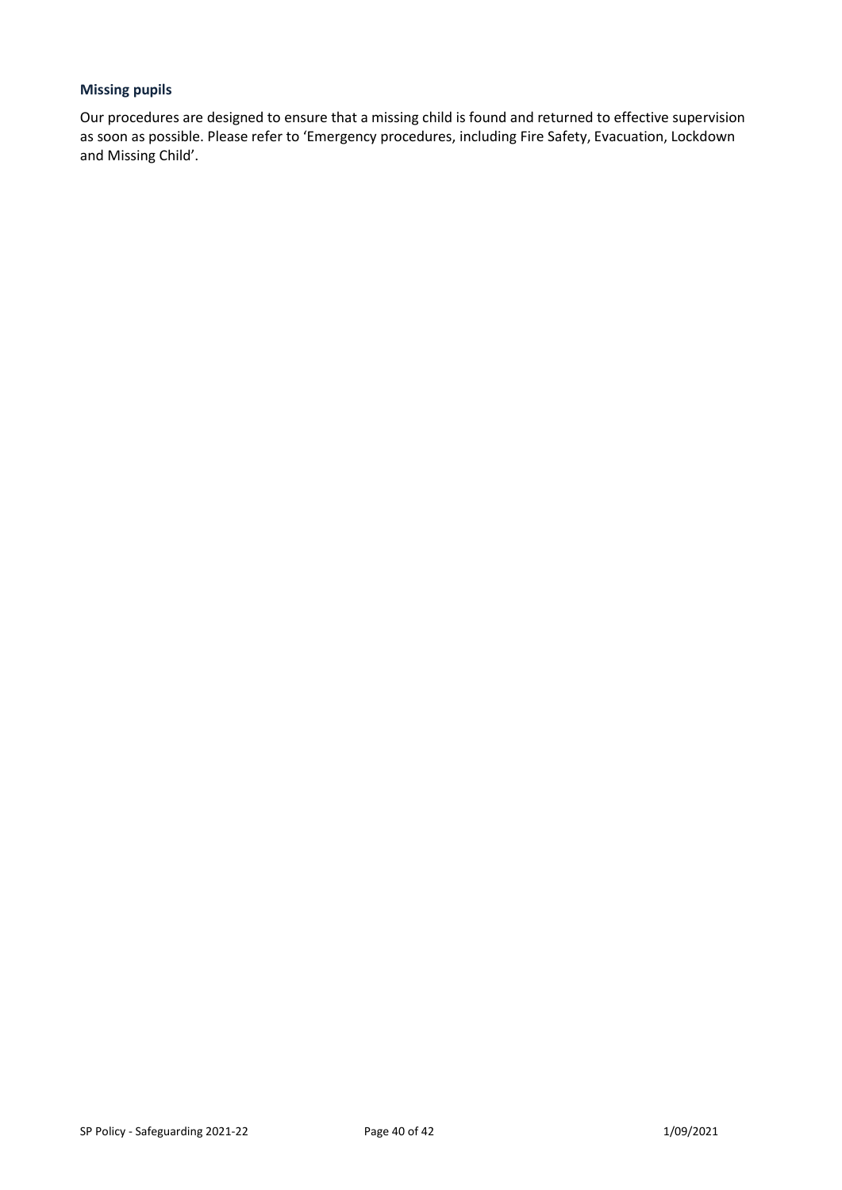### Missing pupils

Our procedures are designed to ensure that a missing child is found and returned to effective supervision as soon as possible. Please refer to 'Emergency procedures, including Fire Safety, Evacuation, Lockdown and Missing Child'.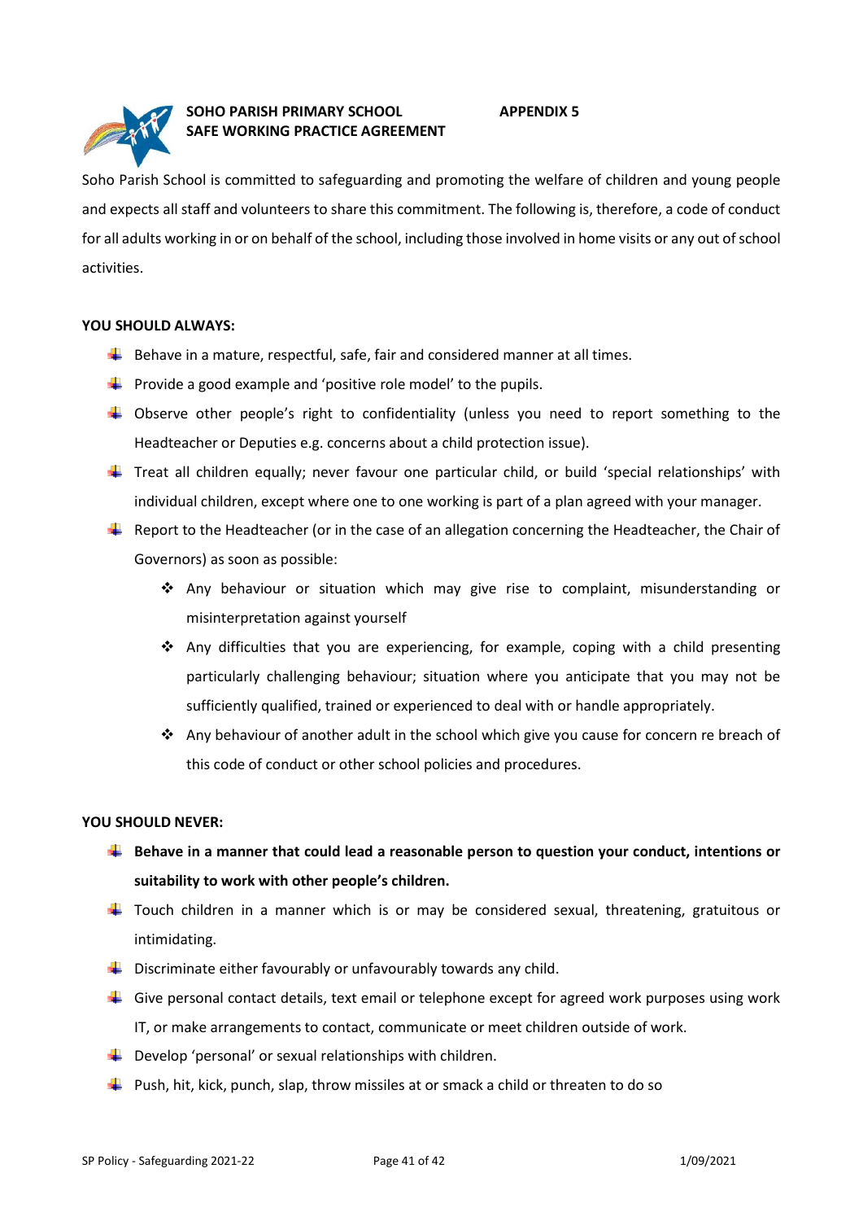**SOHO PARISH PRIMARY SCHOOL** **APPENDIX 5**
**SAFE WORKING PRACTICE AGREEMENT**

Soho Parish School is committed to safeguarding and promoting the welfare of children and young people and expects all staff and volunteers to share this commitment. The following is, therefore, a code of conduct for all adults working in or on behalf of the school, including those involved in home visits or any out of school activities.

**YOU SHOULD ALWAYS:**

- Behave in a mature, respectful, safe, fair and considered manner at all times.
- Provide a good example and 'positive role model' to the pupils.
- Observe other people's right to confidentiality (unless you need to report something to the Headteacher or Deputies e.g. concerns about a child protection issue).
- Treat all children equally; never favour one particular child, or build 'special relationships' with individual children, except where one to one working is part of a plan agreed with your manager.
- Report to the Headteacher (or in the case of an allegation concerning the Headteacher, the Chair of Governors) as soon as possible:
    - Any behaviour or situation which may give rise to complaint, misunderstanding or misinterpretation against yourself
    - Any difficulties that you are experiencing, for example, coping with a child presenting particularly challenging behaviour; situation where you anticipate that you may not be sufficiently qualified, trained or experienced to deal with or handle appropriately.
    - Any behaviour of another adult in the school which give you cause for concern re breach of this code of conduct or other school policies and procedures.

**YOU SHOULD NEVER:**

- **Behave in a manner that could lead a reasonable person to question your conduct, intentions or suitability to work with other people's children.**
- Touch children in a manner which is or may be considered sexual, threatening, gratuitous or intimidating.
- Discriminate either favourably or unfavourably towards any child.
- Give personal contact details, text email or telephone except for agreed work purposes using work IT, or make arrangements to contact, communicate or meet children outside of work.
- Develop 'personal' or sexual relationships with children.
- Push, hit, kick, punch, slap, throw missiles at or smack a child or threaten to do so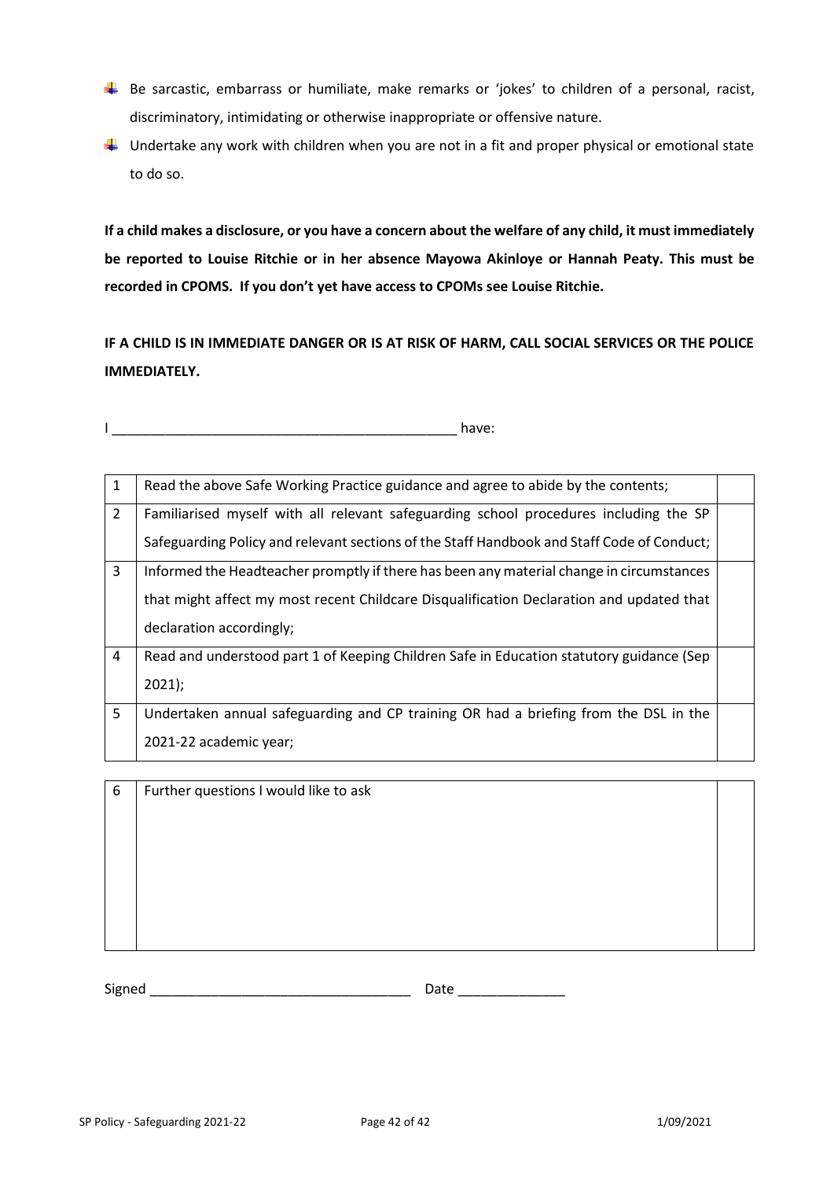- Be sarcastic, embarrass or humiliate, make remarks or 'jokes' to children of a personal, racist, discriminatory, intimidating or otherwise inappropriate or offensive nature.
- Undertake any work with children when you are not in a fit and proper physical or emotional state to do so.

**If a child makes a disclosure, or you have a concern about the welfare of any child, it must immediately be reported to Louise Ritchie or in her absence Mayowa Akinloye or Hannah Peaty. This must be recorded in CPOMS. If you don't yet have access to CPOMs see Louise Ritchie.**

**IF A CHILD IS IN IMMEDIATE DANGER OR IS AT RISK OF HARM, CALL SOCIAL SERVICES OR THE POLICE IMMEDIATELY.**

I _____________________________________________ have:

| | | |
|---|---|---|
| 1 | Read the above Safe Working Practice guidance and agree to abide by the contents; | |
| 2 | Familiarised myself with all relevant safeguarding school procedures including the SP Safeguarding Policy and relevant sections of the Staff Handbook and Staff Code of Conduct; | |
| 3 | Informed the Headteacher promptly if there has been any material change in circumstances that might affect my most recent Childcare Disqualification Declaration and updated that declaration accordingly; | |
| 4 | Read and understood part 1 of Keeping Children Safe in Education statutory guidance (Sep 2021); | |
| 5 | Undertaken annual safeguarding and CP training OR had a briefing from the DSL in the 2021-22 academic year; | |

| | | |
|---|---|---|
| 6 | Further questions I would like to ask | |

Signed __________________________________ Date ______________